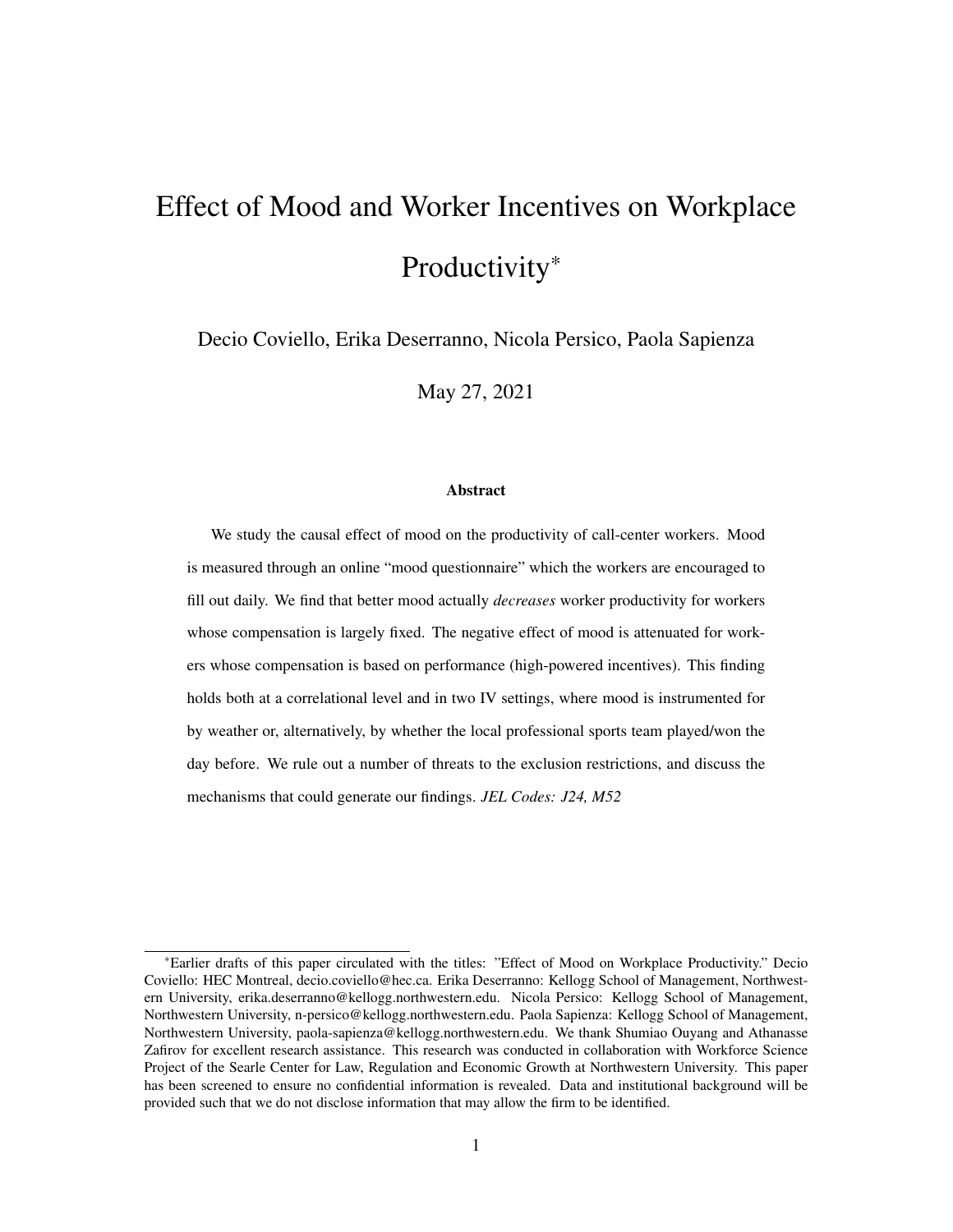# Effect of Mood and Worker Incentives on Workplace Productivity*

Decio Coviello, Erika Deserranno, Nicola Persico, Paola Sapienza

May 27, 2021

## Abstract

We study the causal effect of mood on the productivity of call-center workers. Mood is measured through an online "mood questionnaire" which the workers are encouraged to fill out daily. We find that better mood actually *decreases* worker productivity for workers whose compensation is largely fixed. The negative effect of mood is attenuated for workers whose compensation is based on performance (high-powered incentives). This finding holds both at a correlational level and in two IV settings, where mood is instrumented for by weather or, alternatively, by whether the local professional sports team played/won the day before. We rule out a number of threats to the exclusion restrictions, and discuss the mechanisms that could generate our findings. *JEL Codes: J24, M52*

---

*Earlier drafts of this paper circulated with the titles: "Effect of Mood on Workplace Productivity." Decio Coviello: HEC Montreal, decio.coviello@hec.ca. Erika Deserranno: Kellogg School of Management, Northwestern University, erika.deserranno@kellogg.northwestern.edu. Nicola Persico: Kellogg School of Management, Northwestern University, n-persico@kellogg.northwestern.edu. Paola Sapienza: Kellogg School of Management, Northwestern University, paola-sapienza@kellogg.northwestern.edu. We thank Shumiao Ouyang and Athanasse Zafirov for excellent research assistance. This research was conducted in collaboration with Workforce Science Project of the Searle Center for Law, Regulation and Economic Growth at Northwestern University. This paper has been screened to ensure no confidential information is revealed. Data and institutional background will be provided such that we do not disclose information that may allow the firm to be identified.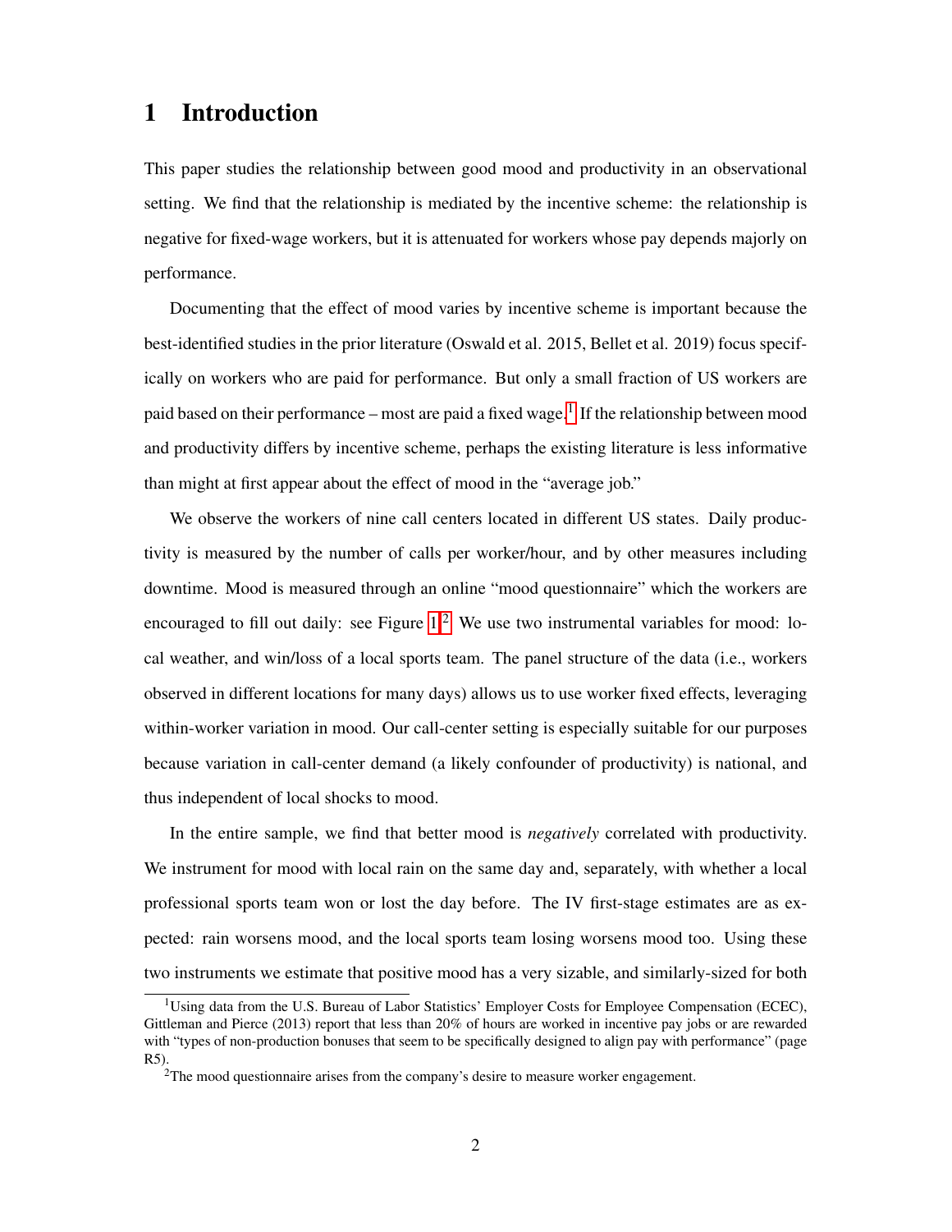# 1 Introduction

This paper studies the relationship between good mood and productivity in an observational setting. We find that the relationship is mediated by the incentive scheme: the relationship is negative for fixed-wage workers, but it is attenuated for workers whose pay depends majorly on performance.

Documenting that the effect of mood varies by incentive scheme is important because the best-identified studies in the prior literature (Oswald et al. 2015, Bellet et al. 2019) focus specifically on workers who are paid for performance. But only a small fraction of US workers are paid based on their performance – most are paid a fixed wage.[1] If the relationship between mood and productivity differs by incentive scheme, perhaps the existing literature is less informative than might at first appear about the effect of mood in the "average job."

We observe the workers of nine call centers located in different US states. Daily productivity is measured by the number of calls per worker/hour, and by other measures including downtime. Mood is measured through an online "mood questionnaire" which the workers are encouraged to fill out daily: see Figure 1.[2] We use two instrumental variables for mood: local weather, and win/loss of a local sports team. The panel structure of the data (i.e., workers observed in different locations for many days) allows us to use worker fixed effects, leveraging within-worker variation in mood. Our call-center setting is especially suitable for our purposes because variation in call-center demand (a likely confounder of productivity) is national, and thus independent of local shocks to mood.

In the entire sample, we find that better mood is *negatively* correlated with productivity. We instrument for mood with local rain on the same day and, separately, with whether a local professional sports team won or lost the day before. The IV first-stage estimates are as expected: rain worsens mood, and the local sports team losing worsens mood too. Using these two instruments we estimate that positive mood has a very sizable, and similarly-sized for both

[1] Using data from the U.S. Bureau of Labor Statistics' Employer Costs for Employee Compensation (ECEC), Gittleman and Pierce (2013) report that less than 20% of hours are worked in incentive pay jobs or are rewarded with "types of non-production bonuses that seem to be specifically designed to align pay with performance" (page R5).

[2] The mood questionnaire arises from the company's desire to measure worker engagement.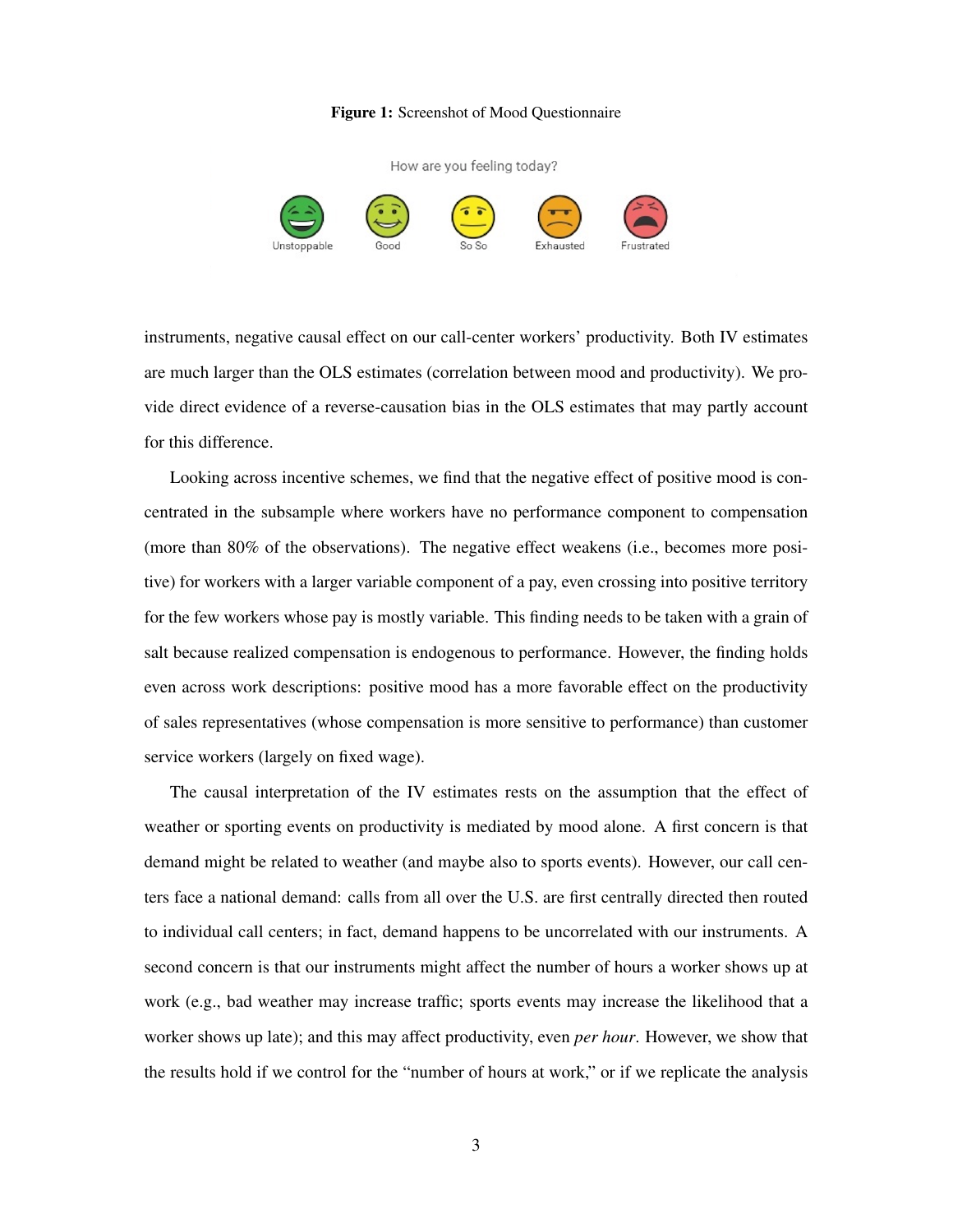**Figure 1:** Screenshot of Mood Questionnaire

How are you feeling today?

Unstoppable Good So So Exhausted Frustrated

instruments, negative causal effect on our call-center workers' productivity. Both IV estimates are much larger than the OLS estimates (correlation between mood and productivity). We provide direct evidence of a reverse-causation bias in the OLS estimates that may partly account for this difference.

Looking across incentive schemes, we find that the negative effect of positive mood is concentrated in the subsample where workers have no performance component to compensation (more than 80% of the observations). The negative effect weakens (i.e., becomes more positive) for workers with a larger variable component of a pay, even crossing into positive territory for the few workers whose pay is mostly variable. This finding needs to be taken with a grain of salt because realized compensation is endogenous to performance. However, the finding holds even across work descriptions: positive mood has a more favorable effect on the productivity of sales representatives (whose compensation is more sensitive to performance) than customer service workers (largely on fixed wage).

The causal interpretation of the IV estimates rests on the assumption that the effect of weather or sporting events on productivity is mediated by mood alone. A first concern is that demand might be related to weather (and maybe also to sports events). However, our call centers face a national demand: calls from all over the U.S. are first centrally directed then routed to individual call centers; in fact, demand happens to be uncorrelated with our instruments. A second concern is that our instruments might affect the number of hours a worker shows up at work (e.g., bad weather may increase traffic; sports events may increase the likelihood that a worker shows up late); and this may affect productivity, even *per hour*. However, we show that the results hold if we control for the "number of hours at work," or if we replicate the analysis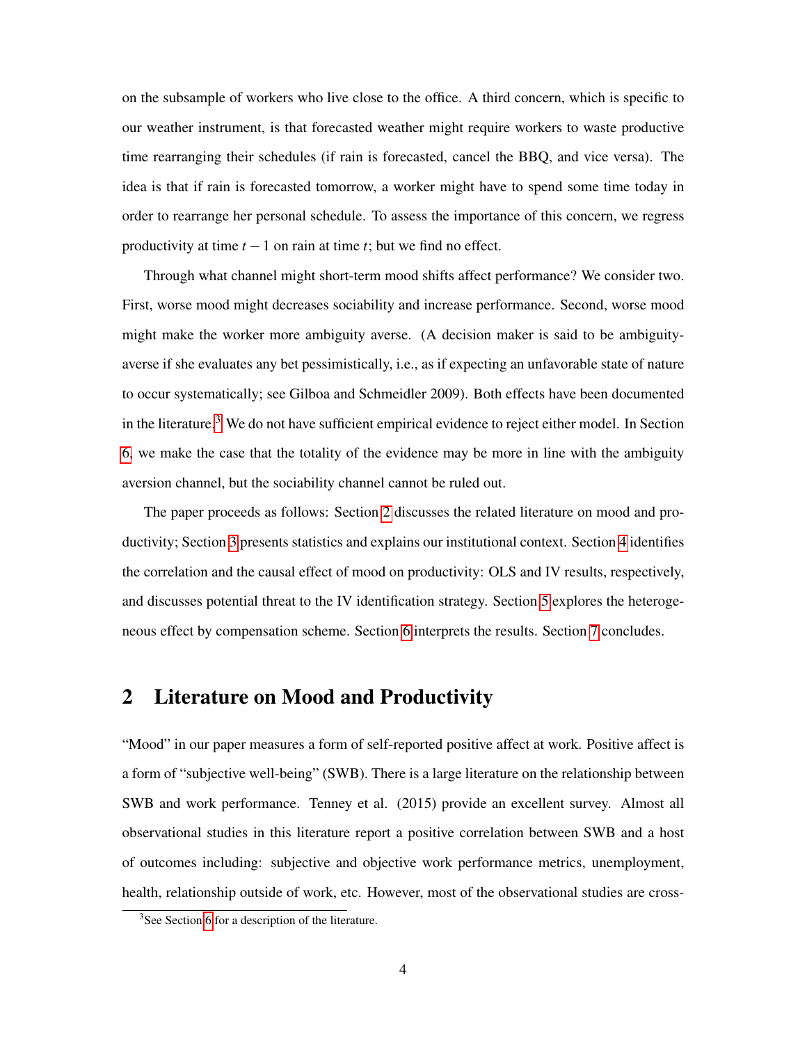on the subsample of workers who live close to the office. A third concern, which is specific to our weather instrument, is that forecasted weather might require workers to waste productive time rearranging their schedules (if rain is forecasted, cancel the BBQ, and vice versa). The idea is that if rain is forecasted tomorrow, a worker might have to spend some time today in order to rearrange her personal schedule. To assess the importance of this concern, we regress productivity at time $t-1$ on rain at time $t$; but we find no effect.

Through what channel might short-term mood shifts affect performance? We consider two. First, worse mood might decreases sociability and increase performance. Second, worse mood might make the worker more ambiguity averse. (A decision maker is said to be ambiguity-averse if she evaluates any bet pessimistically, i.e., as if expecting an unfavorable state of nature to occur systematically; see Gilboa and Schmeidler 2009). Both effects have been documented in the literature.[3] We do not have sufficient empirical evidence to reject either model. In Section 6, we make the case that the totality of the evidence may be more in line with the ambiguity aversion channel, but the sociability channel cannot be ruled out.

The paper proceeds as follows: Section 2 discusses the related literature on mood and productivity; Section 3 presents statistics and explains our institutional context. Section 4 identifies the correlation and the causal effect of mood on productivity: OLS and IV results, respectively, and discusses potential threat to the IV identification strategy. Section 5 explores the heterogeneous effect by compensation scheme. Section 6 interprets the results. Section 7 concludes.

## 2 Literature on Mood and Productivity

"Mood" in our paper measures a form of self-reported positive affect at work. Positive affect is a form of "subjective well-being" (SWB). There is a large literature on the relationship between SWB and work performance. Tenney et al. (2015) provide an excellent survey. Almost all observational studies in this literature report a positive correlation between SWB and a host of outcomes including: subjective and objective work performance metrics, unemployment, health, relationship outside of work, etc. However, most of the observational studies are cross-

[3] See Section 6 for a description of the literature.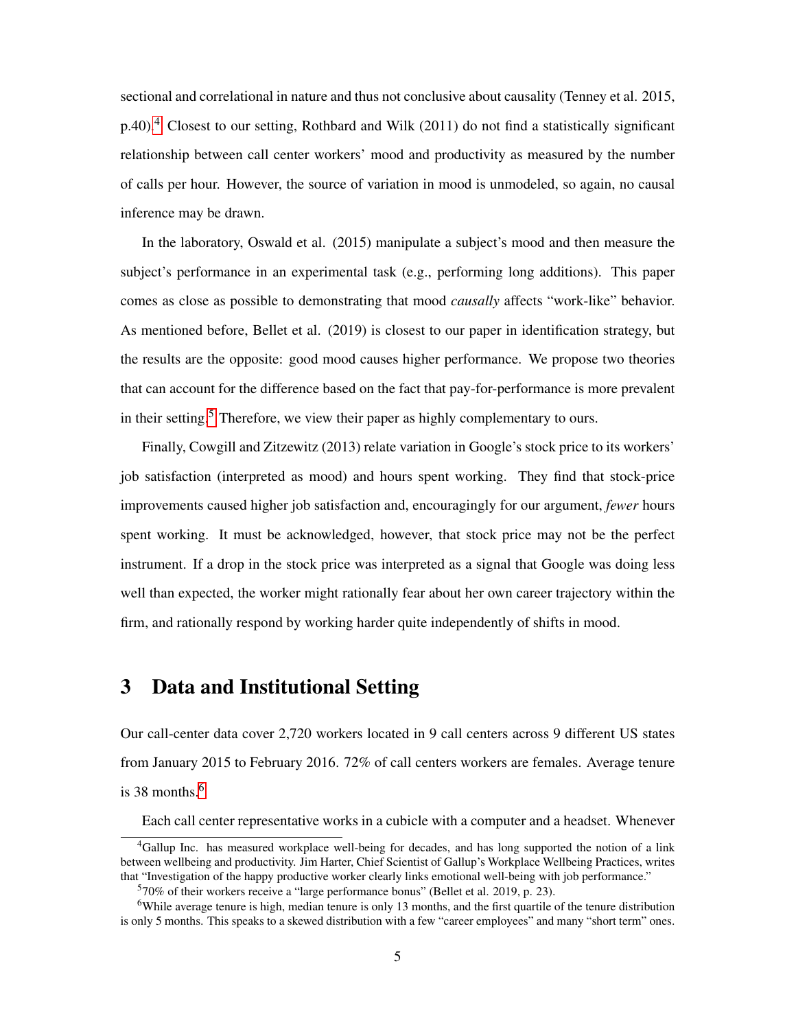sectional and correlational in nature and thus not conclusive about causality (Tenney et al. 2015, p.40).[4] Closest to our setting, Rothbard and Wilk (2011) do not find a statistically significant relationship between call center workers' mood and productivity as measured by the number of calls per hour. However, the source of variation in mood is unmodeled, so again, no causal inference may be drawn.

In the laboratory, Oswald et al. (2015) manipulate a subject's mood and then measure the subject's performance in an experimental task (e.g., performing long additions). This paper comes as close as possible to demonstrating that mood *causally* affects "work-like" behavior. As mentioned before, Bellet et al. (2019) is closest to our paper in identification strategy, but the results are the opposite: good mood causes higher performance. We propose two theories that can account for the difference based on the fact that pay-for-performance is more prevalent in their setting.[5] Therefore, we view their paper as highly complementary to ours.

Finally, Cowgill and Zitzewitz (2013) relate variation in Google's stock price to its workers' job satisfaction (interpreted as mood) and hours spent working. They find that stock-price improvements caused higher job satisfaction and, encouragingly for our argument, *fewer* hours spent working. It must be acknowledged, however, that stock price may not be the perfect instrument. If a drop in the stock price was interpreted as a signal that Google was doing less well than expected, the worker might rationally fear about her own career trajectory within the firm, and rationally respond by working harder quite independently of shifts in mood.

# 3 Data and Institutional Setting

Our call-center data cover 2,720 workers located in 9 call centers across 9 different US states from January 2015 to February 2016. 72% of call centers workers are females. Average tenure is 38 months.[6]

Each call center representative works in a cubicle with a computer and a headset. Whenever

[4] Gallup Inc. has measured workplace well-being for decades, and has long supported the notion of a link between wellbeing and productivity. Jim Harter, Chief Scientist of Gallup's Workplace Wellbeing Practices, writes that "Investigation of the happy productive worker clearly links emotional well-being with job performance."

[5] 70% of their workers receive a "large performance bonus" (Bellet et al. 2019, p. 23).

[6] While average tenure is high, median tenure is only 13 months, and the first quartile of the tenure distribution is only 5 months. This speaks to a skewed distribution with a few "career employees" and many "short term" ones.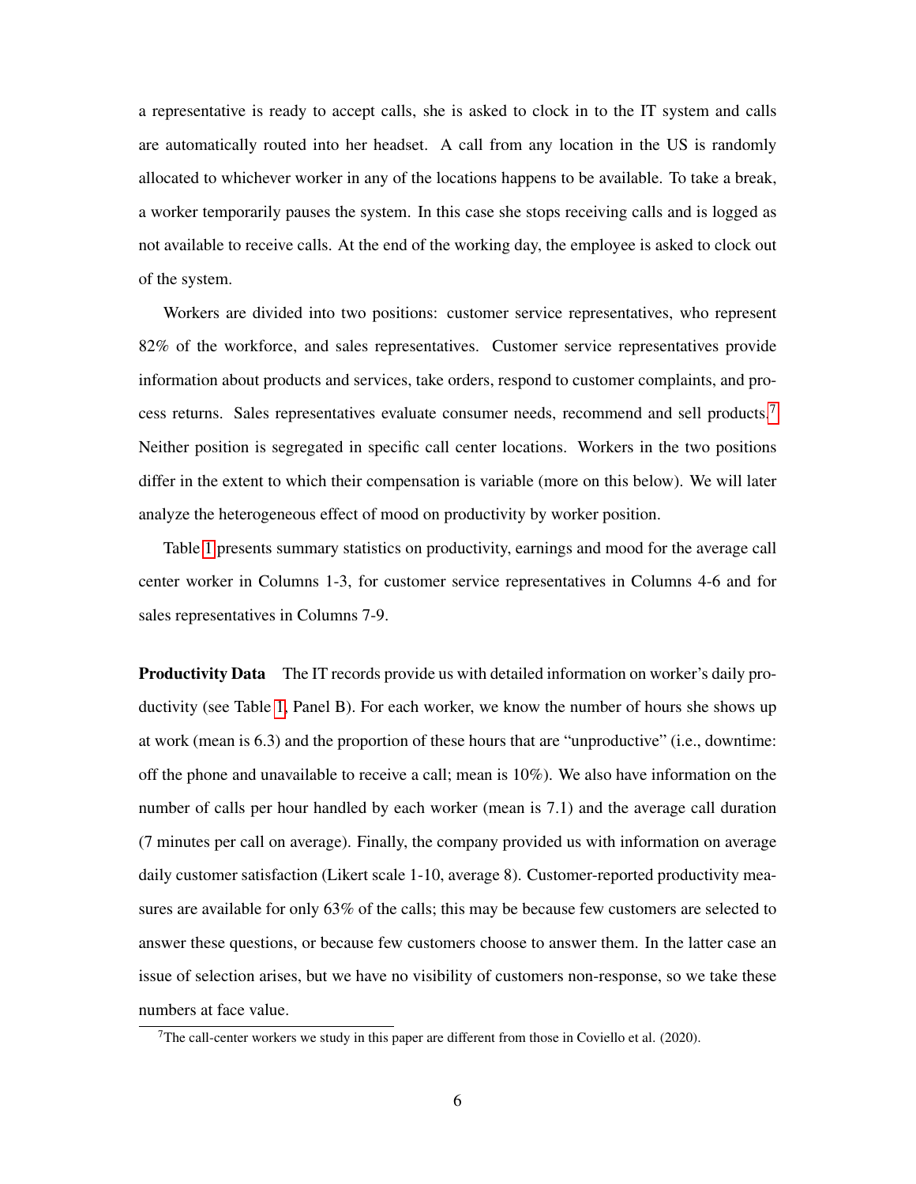a representative is ready to accept calls, she is asked to clock in to the IT system and calls are automatically routed into her headset. A call from any location in the US is randomly allocated to whichever worker in any of the locations happens to be available. To take a break, a worker temporarily pauses the system. In this case she stops receiving calls and is logged as not available to receive calls. At the end of the working day, the employee is asked to clock out of the system.

Workers are divided into two positions: customer service representatives, who represent 82% of the workforce, and sales representatives. Customer service representatives provide information about products and services, take orders, respond to customer complaints, and process returns. Sales representatives evaluate consumer needs, recommend and sell products.[7] Neither position is segregated in specific call center locations. Workers in the two positions differ in the extent to which their compensation is variable (more on this below). We will later analyze the heterogeneous effect of mood on productivity by worker position.

Table 1 presents summary statistics on productivity, earnings and mood for the average call center worker in Columns 1-3, for customer service representatives in Columns 4-6 and for sales representatives in Columns 7-9.

**Productivity Data** The IT records provide us with detailed information on worker's daily productivity (see Table 1, Panel B). For each worker, we know the number of hours she shows up at work (mean is 6.3) and the proportion of these hours that are "unproductive" (i.e., downtime: off the phone and unavailable to receive a call; mean is 10%). We also have information on the number of calls per hour handled by each worker (mean is 7.1) and the average call duration (7 minutes per call on average). Finally, the company provided us with information on average daily customer satisfaction (Likert scale 1-10, average 8). Customer-reported productivity measures are available for only 63% of the calls; this may be because few customers are selected to answer these questions, or because few customers choose to answer them. In the latter case an issue of selection arises, but we have no visibility of customers non-response, so we take these numbers at face value.

[7] The call-center workers we study in this paper are different from those in Coviello et al. (2020).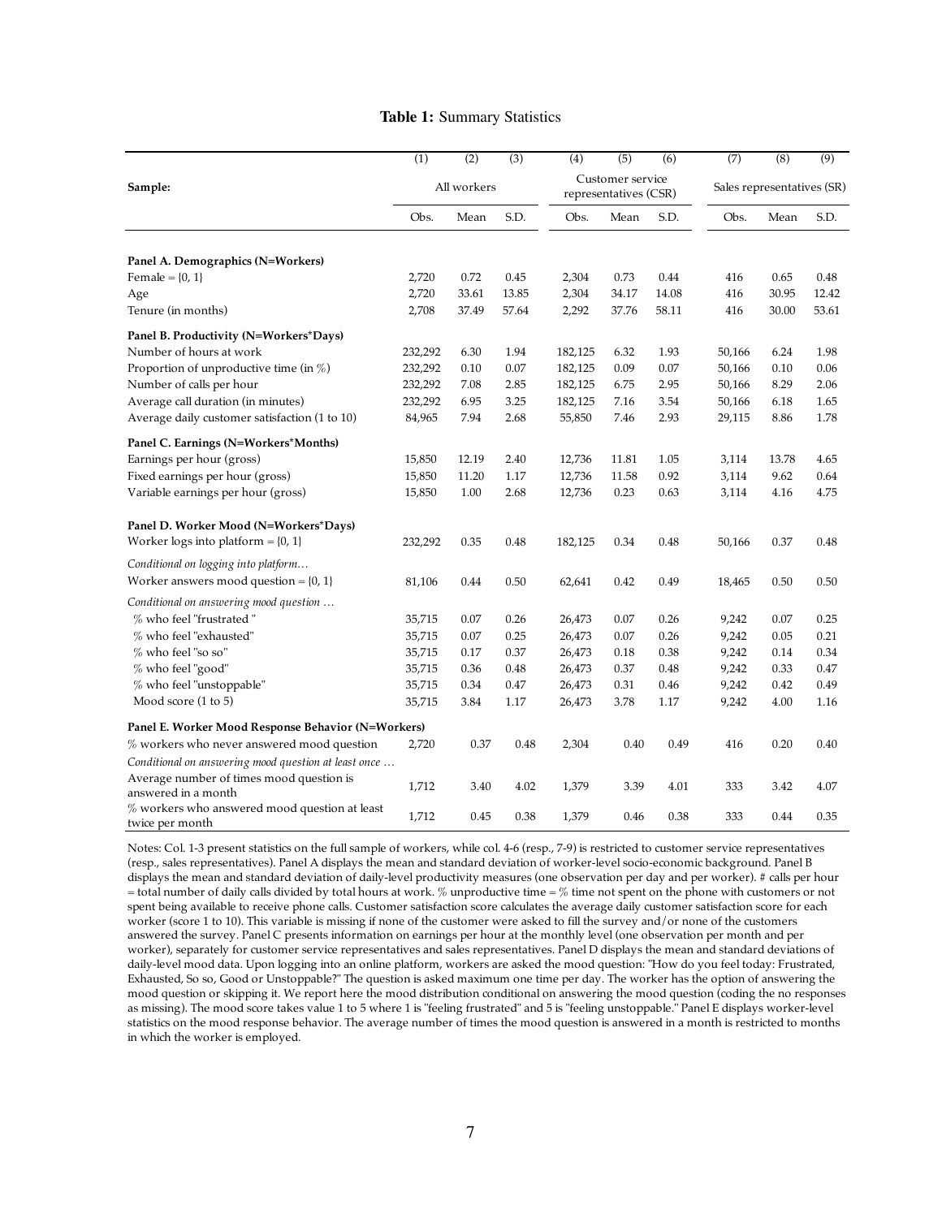**Table 1:** Summary Statistics

| | (1) | (2) | (3) | (4) | (5) | (6) | (7) | (8) | (9) |
|---|---|---|---|---|---|---|---|---|---|
| **Sample:** | All workers | | | Customer service representatives (CSR) | | | Sales representatives (SR) | | |
| | Obs. | Mean | S.D. | Obs. | Mean | S.D. | Obs. | Mean | S.D. |
| **Panel A. Demographics (N=Workers)** | | | | | | | | | |
| Female = {0, 1} | 2,720 | 0.72 | 0.45 | 2,304 | 0.73 | 0.44 | 416 | 0.65 | 0.48 |
| Age | 2,720 | 33.61 | 13.85 | 2,304 | 34.17 | 14.08 | 416 | 30.95 | 12.42 |
| Tenure (in months) | 2,708 | 37.49 | 57.64 | 2,292 | 37.76 | 58.11 | 416 | 30.00 | 53.61 |
| **Panel B. Productivity (N=Workers*Days)** | | | | | | | | | |
| Number of hours at work | 232,292 | 6.30 | 1.94 | 182,125 | 6.32 | 1.93 | 50,166 | 6.24 | 1.98 |
| Proportion of unproductive time (in %) | 232,292 | 0.10 | 0.07 | 182,125 | 0.09 | 0.07 | 50,166 | 0.10 | 0.06 |
| Number of calls per hour | 232,292 | 7.08 | 2.85 | 182,125 | 6.75 | 2.95 | 50,166 | 8.29 | 2.06 |
| Average call duration (in minutes) | 232,292 | 6.95 | 3.25 | 182,125 | 7.16 | 3.54 | 50,166 | 6.18 | 1.65 |
| Average daily customer satisfaction (1 to 10) | 84,965 | 7.94 | 2.68 | 55,850 | 7.46 | 2.93 | 29,115 | 8.86 | 1.78 |
| **Panel C. Earnings (N=Workers*Months)** | | | | | | | | | |
| Earnings per hour (gross) | 15,850 | 12.19 | 2.40 | 12,736 | 11.81 | 1.05 | 3,114 | 13.78 | 4.65 |
| Fixed earnings per hour (gross) | 15,850 | 11.20 | 1.17 | 12,736 | 11.58 | 0.92 | 3,114 | 9.62 | 0.64 |
| Variable earnings per hour (gross) | 15,850 | 1.00 | 2.68 | 12,736 | 0.23 | 0.63 | 3,114 | 4.16 | 4.75 |
| **Panel D. Worker Mood (N=Workers*Days)** | | | | | | | | | |
| Worker logs into platform = {0, 1} | 232,292 | 0.35 | 0.48 | 182,125 | 0.34 | 0.48 | 50,166 | 0.37 | 0.48 |
| *Conditional on logging into platform…* | | | | | | | | | |
| Worker answers mood question = {0, 1} | 81,106 | 0.44 | 0.50 | 62,641 | 0.42 | 0.49 | 18,465 | 0.50 | 0.50 |
| *Conditional on answering mood question …* | | | | | | | | | |
| % who feel "frustrated" | 35,715 | 0.07 | 0.26 | 26,473 | 0.07 | 0.26 | 9,242 | 0.07 | 0.25 |
| % who feel "exhausted" | 35,715 | 0.07 | 0.25 | 26,473 | 0.07 | 0.26 | 9,242 | 0.05 | 0.21 |
| % who feel "so so" | 35,715 | 0.17 | 0.37 | 26,473 | 0.18 | 0.38 | 9,242 | 0.14 | 0.34 |
| % who feel "good" | 35,715 | 0.36 | 0.48 | 26,473 | 0.37 | 0.48 | 9,242 | 0.33 | 0.47 |
| % who feel "unstoppable" | 35,715 | 0.34 | 0.47 | 26,473 | 0.31 | 0.46 | 9,242 | 0.42 | 0.49 |
| Mood score (1 to 5) | 35,715 | 3.84 | 1.17 | 26,473 | 3.78 | 1.17 | 9,242 | 4.00 | 1.16 |
| **Panel E. Worker Mood Response Behavior (N=Workers)** | | | | | | | | | |
| % workers who never answered mood question | 2,720 | 0.37 | 0.48 | 2,304 | 0.40 | 0.49 | 416 | 0.20 | 0.40 |
| *Conditional on answering mood question at least once …* | | | | | | | | | |
| Average number of times mood question is answered in a month | 1,712 | 3.40 | 4.02 | 1,379 | 3.39 | 4.01 | 333 | 3.42 | 4.07 |
| % workers who answered mood question at least twice per month | 1,712 | 0.45 | 0.38 | 1,379 | 0.46 | 0.38 | 333 | 0.44 | 0.35 |

Notes: Col. 1-3 present statistics on the full sample of workers, while col. 4-6 (resp., 7-9) is restricted to customer service representatives (resp., sales representatives). Panel A displays the mean and standard deviation of worker-level socio-economic background. Panel B displays the mean and standard deviation of daily-level productivity measures (one observation per day and per worker). # calls per hour = total number of daily calls divided by total hours at work. % unproductive time = % time not spent on the phone with customers or not spent being available to receive phone calls. Customer satisfaction score calculates the average daily customer satisfaction score for each worker (score 1 to 10). This variable is missing if none of the customer were asked to fill the survey and/or none of the customers answered the survey. Panel C presents information on earnings per hour at the monthly level (one observation per month and per worker), separately for customer service representatives and sales representatives. Panel D displays the mean and standard deviations of daily-level mood data. Upon logging into an online platform, workers are asked the mood question: "How do you feel today: Frustrated, Exhausted, So so, Good or Unstoppable?" The question is asked maximum one time per day. The worker has the option of answering the mood question or skipping it. We report here the mood distribution conditional on answering the mood question (coding the no responses as missing). The mood score takes value 1 to 5 where 1 is "feeling frustrated" and 5 is "feeling unstoppable." Panel E displays worker-level statistics on the mood response behavior. The average number of times the mood question is answered in a month is restricted to months in which the worker is employed.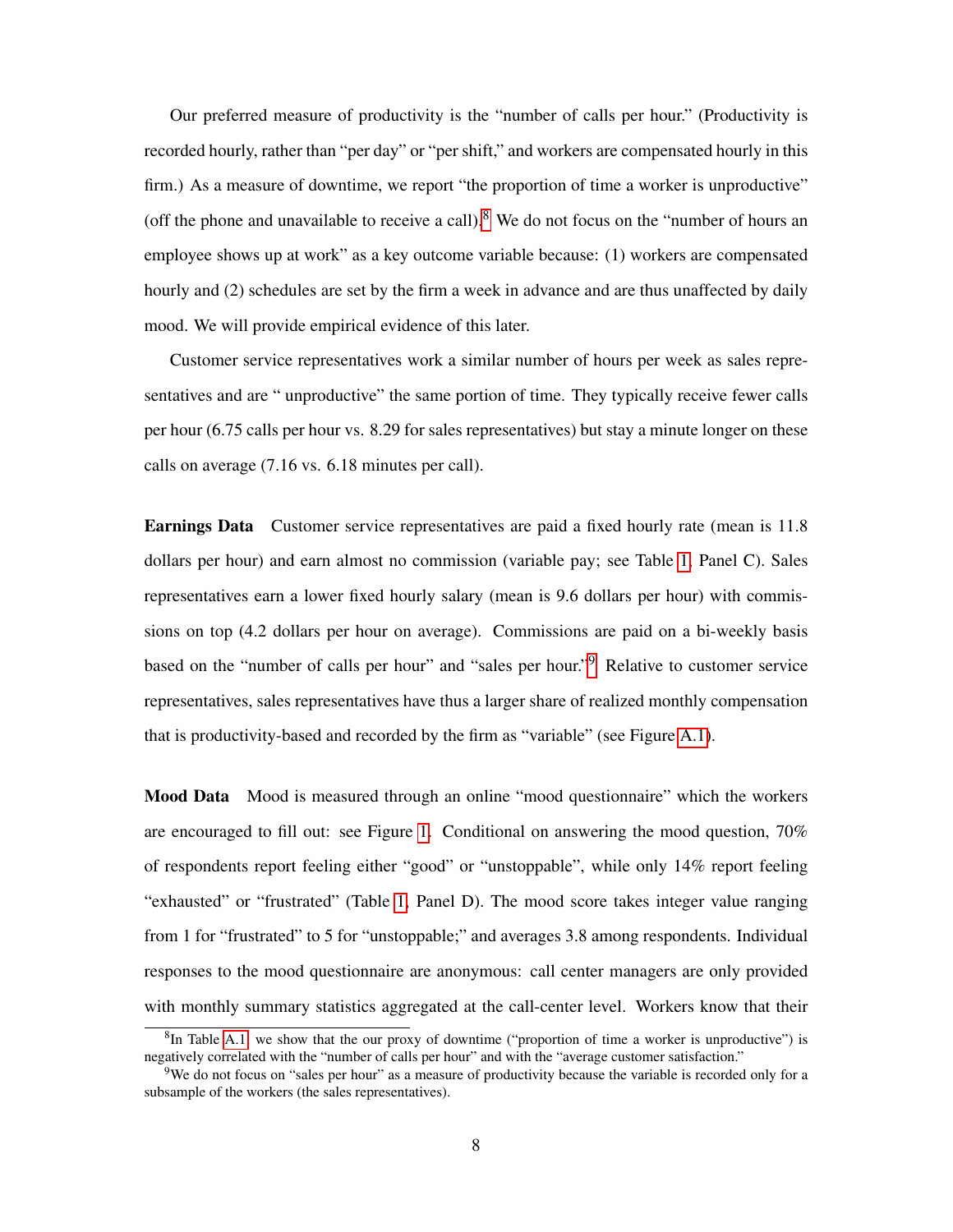Our preferred measure of productivity is the "number of calls per hour." (Productivity is recorded hourly, rather than "per day" or "per shift," and workers are compensated hourly in this firm.) As a measure of downtime, we report "the proportion of time a worker is unproductive" (off the phone and unavailable to receive a call).[8] We do not focus on the "number of hours an employee shows up at work" as a key outcome variable because: (1) workers are compensated hourly and (2) schedules are set by the firm a week in advance and are thus unaffected by daily mood. We will provide empirical evidence of this later.

Customer service representatives work a similar number of hours per week as sales representatives and are " unproductive" the same portion of time. They typically receive fewer calls per hour (6.75 calls per hour vs. 8.29 for sales representatives) but stay a minute longer on these calls on average (7.16 vs. 6.18 minutes per call).

**Earnings Data** Customer service representatives are paid a fixed hourly rate (mean is 11.8 dollars per hour) and earn almost no commission (variable pay; see Table 1, Panel C). Sales representatives earn a lower fixed hourly salary (mean is 9.6 dollars per hour) with commissions on top (4.2 dollars per hour on average). Commissions are paid on a bi-weekly basis based on the "number of calls per hour" and "sales per hour."[9] Relative to customer service representatives, sales representatives have thus a larger share of realized monthly compensation that is productivity-based and recorded by the firm as "variable" (see Figure A.1).

**Mood Data** Mood is measured through an online "mood questionnaire" which the workers are encouraged to fill out: see Figure 1. Conditional on answering the mood question, 70% of respondents report feeling either "good" or "unstoppable", while only 14% report feeling "exhausted" or "frustrated" (Table 1, Panel D). The mood score takes integer value ranging from 1 for "frustrated" to 5 for "unstoppable;" and averages 3.8 among respondents. Individual responses to the mood questionnaire are anonymous: call center managers are only provided with monthly summary statistics aggregated at the call-center level. Workers know that their

[8] In Table A.1, we show that the our proxy of downtime ("proportion of time a worker is unproductive") is negatively correlated with the "number of calls per hour" and with the "average customer satisfaction."

[9] We do not focus on "sales per hour" as a measure of productivity because the variable is recorded only for a subsample of the workers (the sales representatives).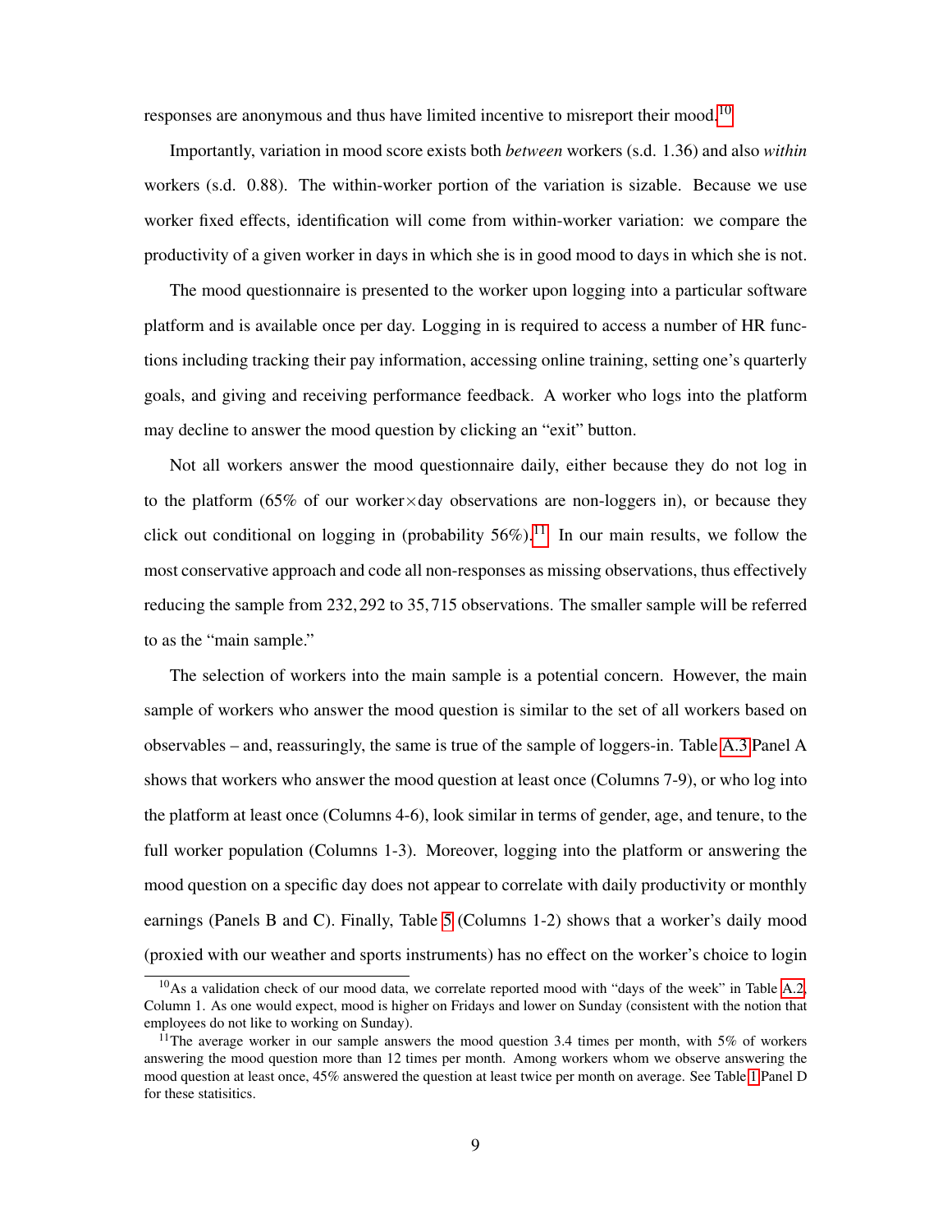responses are anonymous and thus have limited incentive to misreport their mood.[10]

Importantly, variation in mood score exists both *between* workers (s.d. 1.36) and also *within* workers (s.d. 0.88). The within-worker portion of the variation is sizable. Because we use worker fixed effects, identification will come from within-worker variation: we compare the productivity of a given worker in days in which she is in good mood to days in which she is not.

The mood questionnaire is presented to the worker upon logging into a particular software platform and is available once per day. Logging in is required to access a number of HR functions including tracking their pay information, accessing online training, setting one's quarterly goals, and giving and receiving performance feedback. A worker who logs into the platform may decline to answer the mood question by clicking an "exit" button.

Not all workers answer the mood questionnaire daily, either because they do not log in to the platform (65% of our worker$\times$day observations are non-loggers in), or because they click out conditional on logging in (probability 56%).[11] In our main results, we follow the most conservative approach and code all non-responses as missing observations, thus effectively reducing the sample from 232,292 to 35,715 observations. The smaller sample will be referred to as the "main sample."

The selection of workers into the main sample is a potential concern. However, the main sample of workers who answer the mood question is similar to the set of all workers based on observables – and, reassuringly, the same is true of the sample of loggers-in. Table A.3 Panel A shows that workers who answer the mood question at least once (Columns 7-9), or who log into the platform at least once (Columns 4-6), look similar in terms of gender, age, and tenure, to the full worker population (Columns 1-3). Moreover, logging into the platform or answering the mood question on a specific day does not appear to correlate with daily productivity or monthly earnings (Panels B and C). Finally, Table 5 (Columns 1-2) shows that a worker's daily mood (proxied with our weather and sports instruments) has no effect on the worker's choice to login

[10] As a validation check of our mood data, we correlate reported mood with "days of the week" in Table A.2, Column 1. As one would expect, mood is higher on Fridays and lower on Sunday (consistent with the notion that employees do not like to working on Sunday).

[11] The average worker in our sample answers the mood question 3.4 times per month, with 5% of workers answering the mood question more than 12 times per month. Among workers whom we observe answering the mood question at least once, 45% answered the question at least twice per month on average. See Table 1 Panel D for these statisitics.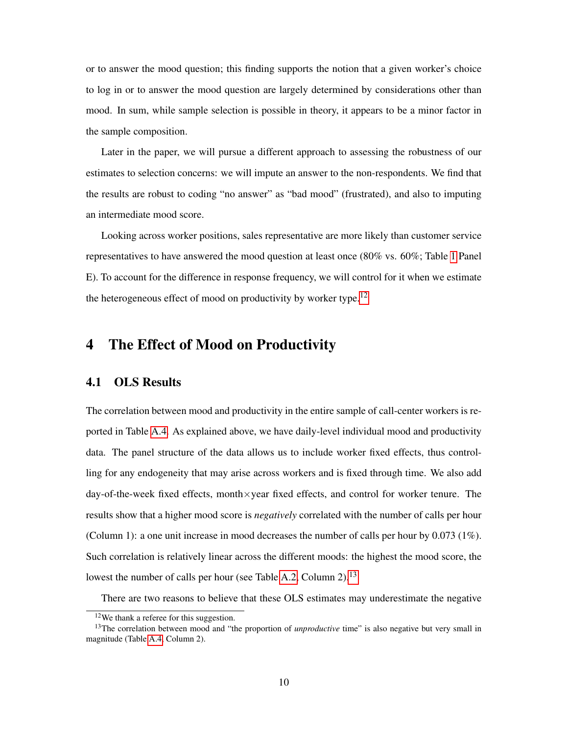or to answer the mood question; this finding supports the notion that a given worker's choice to log in or to answer the mood question are largely determined by considerations other than mood. In sum, while sample selection is possible in theory, it appears to be a minor factor in the sample composition.

Later in the paper, we will pursue a different approach to assessing the robustness of our estimates to selection concerns: we will impute an answer to the non-respondents. We find that the results are robust to coding "no answer" as "bad mood" (frustrated), and also to imputing an intermediate mood score.

Looking across worker positions, sales representative are more likely than customer service representatives to have answered the mood question at least once (80% vs. 60%; Table 1 Panel E). To account for the difference in response frequency, we will control for it when we estimate the heterogeneous effect of mood on productivity by worker type.[12]

# 4 The Effect of Mood on Productivity

## 4.1 OLS Results

The correlation between mood and productivity in the entire sample of call-center workers is reported in Table A.4. As explained above, we have daily-level individual mood and productivity data. The panel structure of the data allows us to include worker fixed effects, thus controlling for any endogeneity that may arise across workers and is fixed through time. We also add day-of-the-week fixed effects, month×year fixed effects, and control for worker tenure. The results show that a higher mood score is *negatively* correlated with the number of calls per hour (Column 1): a one unit increase in mood decreases the number of calls per hour by 0.073 (1%). Such correlation is relatively linear across the different moods: the highest the mood score, the lowest the number of calls per hour (see Table A.2, Column 2).[13]

There are two reasons to believe that these OLS estimates may underestimate the negative

[12] We thank a referee for this suggestion.

[13] The correlation between mood and "the proportion of *unproductive* time" is also negative but very small in magnitude (Table A.4, Column 2).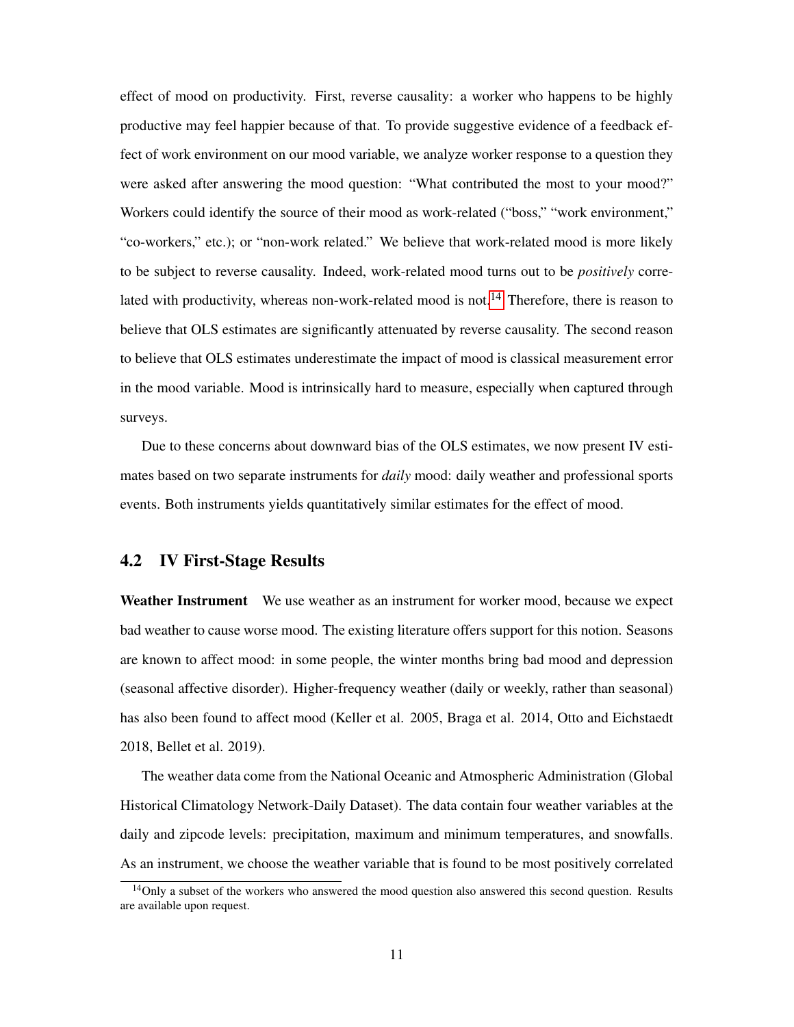effect of mood on productivity. First, reverse causality: a worker who happens to be highly productive may feel happier because of that. To provide suggestive evidence of a feedback effect of work environment on our mood variable, we analyze worker response to a question they were asked after answering the mood question: "What contributed the most to your mood?" Workers could identify the source of their mood as work-related ("boss," "work environment," "co-workers," etc.); or "non-work related." We believe that work-related mood is more likely to be subject to reverse causality. Indeed, work-related mood turns out to be *positively* correlated with productivity, whereas non-work-related mood is not.[14] Therefore, there is reason to believe that OLS estimates are significantly attenuated by reverse causality. The second reason to believe that OLS estimates underestimate the impact of mood is classical measurement error in the mood variable. Mood is intrinsically hard to measure, especially when captured through surveys.

Due to these concerns about downward bias of the OLS estimates, we now present IV estimates based on two separate instruments for *daily* mood: daily weather and professional sports events. Both instruments yields quantitatively similar estimates for the effect of mood.

## 4.2 IV First-Stage Results

**Weather Instrument** We use weather as an instrument for worker mood, because we expect bad weather to cause worse mood. The existing literature offers support for this notion. Seasons are known to affect mood: in some people, the winter months bring bad mood and depression (seasonal affective disorder). Higher-frequency weather (daily or weekly, rather than seasonal) has also been found to affect mood (Keller et al. 2005, Braga et al. 2014, Otto and Eichstaedt 2018, Bellet et al. 2019).

The weather data come from the National Oceanic and Atmospheric Administration (Global Historical Climatology Network-Daily Dataset). The data contain four weather variables at the daily and zipcode levels: precipitation, maximum and minimum temperatures, and snowfalls. As an instrument, we choose the weather variable that is found to be most positively correlated

[14] Only a subset of the workers who answered the mood question also answered this second question. Results are available upon request.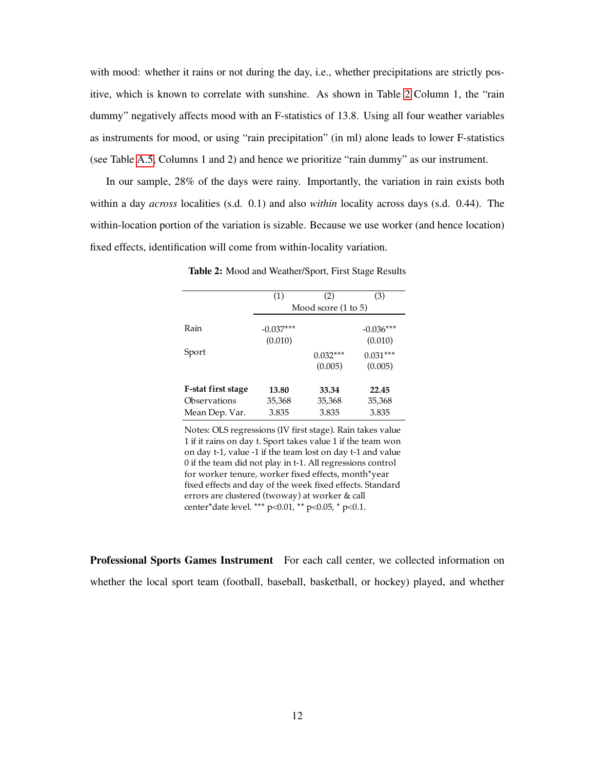with mood: whether it rains or not during the day, i.e., whether precipitations are strictly positive, which is known to correlate with sunshine. As shown in Table 2 Column 1, the "rain dummy" negatively affects mood with an F-statistics of 13.8. Using all four weather variables as instruments for mood, or using "rain precipitation" (in ml) alone leads to lower F-statistics (see Table A.5, Columns 1 and 2) and hence we prioritize "rain dummy" as our instrument.

In our sample, 28% of the days were rainy. Importantly, the variation in rain exists both within a day *across* localities (s.d. 0.1) and also *within* locality across days (s.d. 0.44). The within-location portion of the variation is sizable. Because we use worker (and hence location) fixed effects, identification will come from within-locality variation.

**Table 2:** Mood and Weather/Sport, First Stage Results

| | (1) | (2) | (3) |
|---|---|---|---|
| | Mood score (1 to 5) | | |
| Rain | -0.037*** | | -0.036*** |
| | (0.010) | | (0.010) |
| Sport | | 0.032*** | 0.031*** |
| | | (0.005) | (0.005) |
| **F-stat first stage** | **13.80** | **33.34** | **22.45** |
| Observations | 35,368 | 35,368 | 35,368 |
| Mean Dep. Var. | 3.835 | 3.835 | 3.835 |

Notes: OLS regressions (IV first stage). Rain takes value 1 if it rains on day t. Sport takes value 1 if the team won on day t-1, value -1 if the team lost on day t-1 and value 0 if the team did not play in t-1. All regressions control for worker tenure, worker fixed effects, month*year fixed effects and day of the week fixed effects. Standard errors are clustered (twoway) at worker & call center*date level. *** p<0.01, ** p<0.05, * p<0.1.

**Professional Sports Games Instrument** For each call center, we collected information on whether the local sport team (football, baseball, basketball, or hockey) played, and whether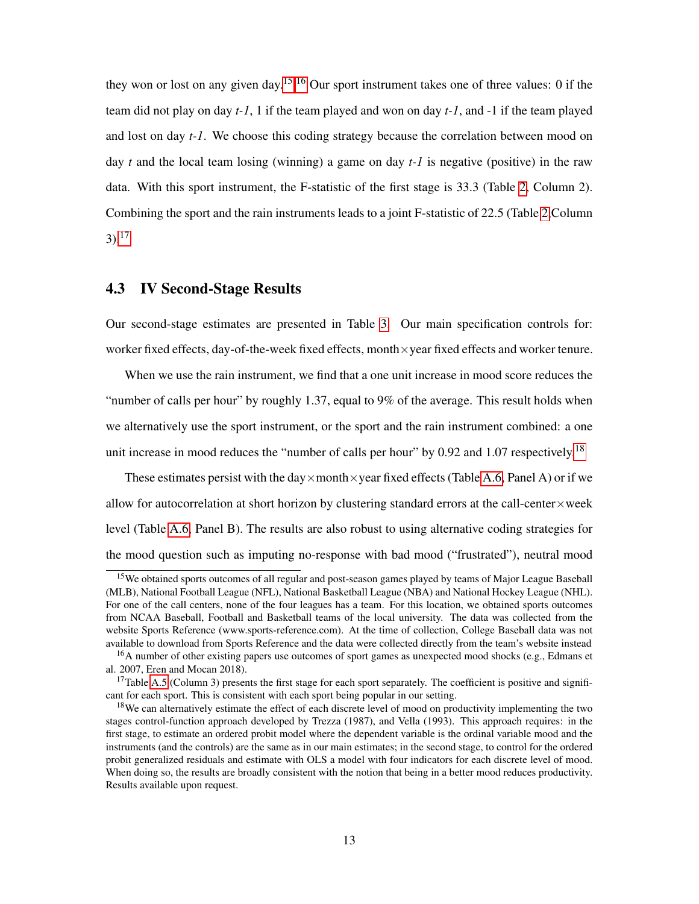they won or lost on any given day.[15] [16] Our sport instrument takes one of three values: 0 if the team did not play on day *t-1*, 1 if the team played and won on day *t-1*, and -1 if the team played and lost on day *t-1*. We choose this coding strategy because the correlation between mood on day *t* and the local team losing (winning) a game on day *t-1* is negative (positive) in the raw data. With this sport instrument, the F-statistic of the first stage is 33.3 (Table 2, Column 2). Combining the sport and the rain instruments leads to a joint F-statistic of 22.5 (Table 2 Column 3).[17]

## 4.3 IV Second-Stage Results

Our second-stage estimates are presented in Table 3. Our main specification controls for: worker fixed effects, day-of-the-week fixed effects, month$\times$year fixed effects and worker tenure.

When we use the rain instrument, we find that a one unit increase in mood score reduces the "number of calls per hour" by roughly 1.37, equal to 9% of the average. This result holds when we alternatively use the sport instrument, or the sport and the rain instrument combined: a one unit increase in mood reduces the "number of calls per hour" by 0.92 and 1.07 respectively.[18]

These estimates persist with the day$\times$month$\times$year fixed effects (Table A.6, Panel A) or if we allow for autocorrelation at short horizon by clustering standard errors at the call-center$\times$week level (Table A.6, Panel B). The results are also robust to using alternative coding strategies for the mood question such as imputing no-response with bad mood ("frustrated"), neutral mood

---

[15] We obtained sports outcomes of all regular and post-season games played by teams of Major League Baseball (MLB), National Football League (NFL), National Basketball League (NBA) and National Hockey League (NHL). For one of the call centers, none of the four leagues has a team. For this location, we obtained sports outcomes from NCAA Baseball, Football and Basketball teams of the local university. The data was collected from the website Sports Reference (www.sports-reference.com). At the time of collection, College Baseball data was not available to download from Sports Reference and the data were collected directly from the team's website instead

[16] A number of other existing papers use outcomes of sport games as unexpected mood shocks (e.g., Edmans et al. 2007, Eren and Mocan 2018).

[17] Table A.5 (Column 3) presents the first stage for each sport separately. The coefficient is positive and significant for each sport. This is consistent with each sport being popular in our setting.

[18] We can alternatively estimate the effect of each discrete level of mood on productivity implementing the two stages control-function approach developed by Trezza (1987), and Vella (1993). This approach requires: in the first stage, to estimate an ordered probit model where the dependent variable is the ordinal variable mood and the instruments (and the controls) are the same as in our main estimates; in the second stage, to control for the ordered probit generalized residuals and estimate with OLS a model with four indicators for each discrete level of mood. When doing so, the results are broadly consistent with the notion that being in a better mood reduces productivity. Results available upon request.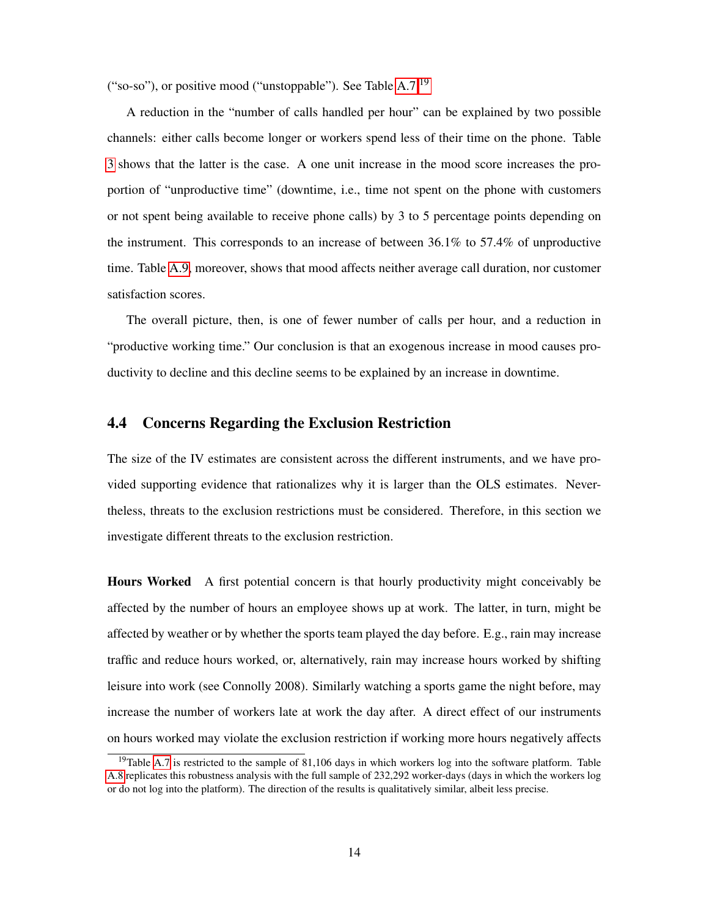("so-so"), or positive mood ("unstoppable"). See Table A.7.[19]

A reduction in the "number of calls handled per hour" can be explained by two possible channels: either calls become longer or workers spend less of their time on the phone. Table 3 shows that the latter is the case. A one unit increase in the mood score increases the proportion of "unproductive time" (downtime, i.e., time not spent on the phone with customers or not spent being available to receive phone calls) by 3 to 5 percentage points depending on the instrument. This corresponds to an increase of between 36.1% to 57.4% of unproductive time. Table A.9, moreover, shows that mood affects neither average call duration, nor customer satisfaction scores.

The overall picture, then, is one of fewer number of calls per hour, and a reduction in "productive working time." Our conclusion is that an exogenous increase in mood causes productivity to decline and this decline seems to be explained by an increase in downtime.

## 4.4 Concerns Regarding the Exclusion Restriction

The size of the IV estimates are consistent across the different instruments, and we have provided supporting evidence that rationalizes why it is larger than the OLS estimates. Nevertheless, threats to the exclusion restrictions must be considered. Therefore, in this section we investigate different threats to the exclusion restriction.

**Hours Worked** A first potential concern is that hourly productivity might conceivably be affected by the number of hours an employee shows up at work. The latter, in turn, might be affected by weather or by whether the sports team played the day before. E.g., rain may increase traffic and reduce hours worked, or, alternatively, rain may increase hours worked by shifting leisure into work (see Connolly 2008). Similarly watching a sports game the night before, may increase the number of workers late at work the day after. A direct effect of our instruments on hours worked may violate the exclusion restriction if working more hours negatively affects

[19] Table A.7 is restricted to the sample of 81,106 days in which workers log into the software platform. Table A.8 replicates this robustness analysis with the full sample of 232,292 worker-days (days in which the workers log or do not log into the platform). The direction of the results is qualitatively similar, albeit less precise.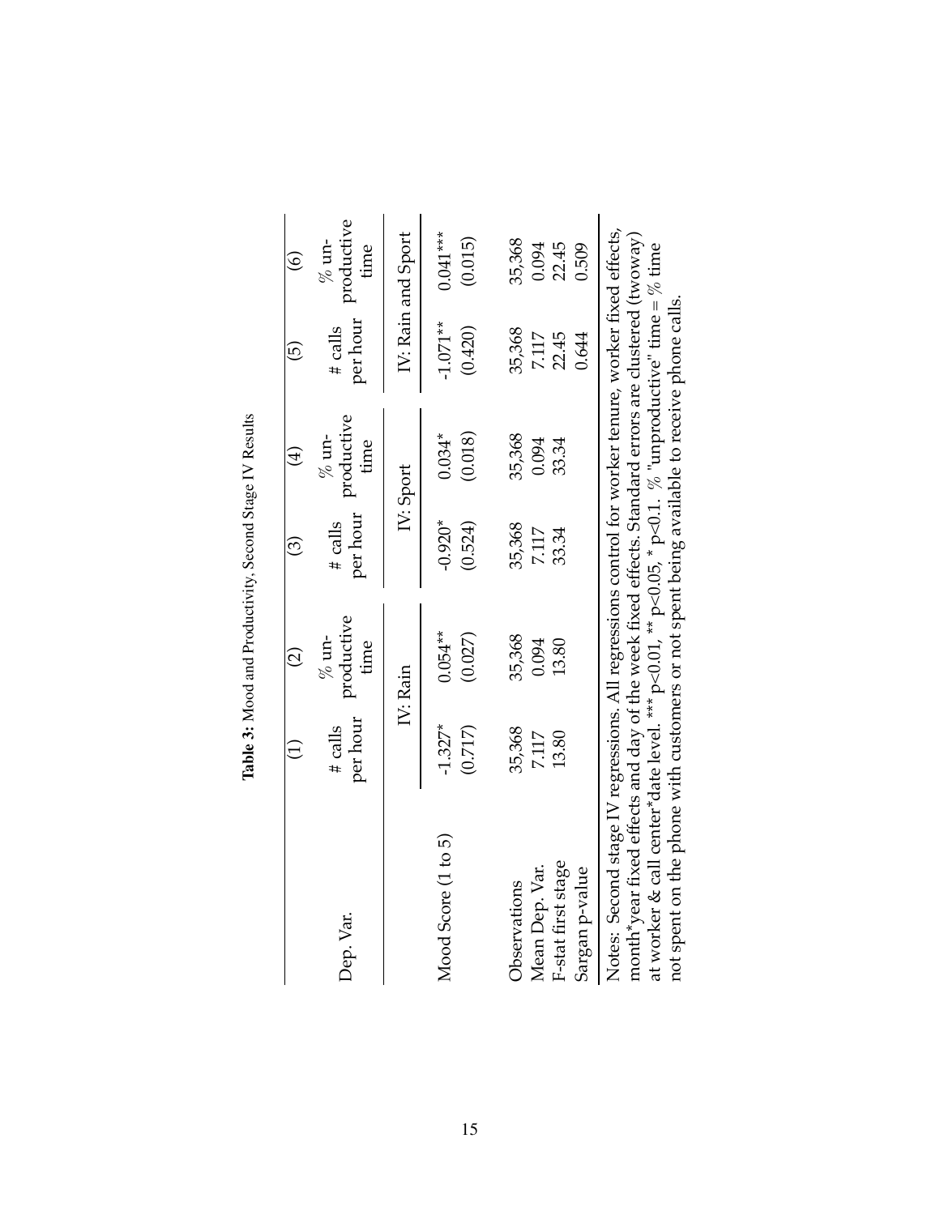**Table 3:** Mood and Productivity, Second Stage IV Results

| | (1) | (2) | (3) | (4) | (5) | (6) |
|---|---|---|---|---|---|---|
| Dep. Var. | # calls per hour | % un-productive time | # calls per hour | % un-productive time | # calls per hour | % un-productive time |
| | IV: Rain | | IV: Sport | | IV: Rain and Sport | |
| Mood Score (1 to 5) | -1.327* | 0.054** | -0.920* | 0.034* | -1.071** | 0.041*** |
| | (0.717) | (0.027) | (0.524) | (0.018) | (0.420) | (0.015) |
| Observations | 35,368 | 35,368 | 35,368 | 35,368 | 35,368 | 35,368 |
| Mean Dep. Var. | 7.117 | 0.094 | 7.117 | 0.094 | 7.117 | 0.094 |
| F-stat first stage | 13.80 | 13.80 | 33.34 | 33.34 | 22.45 | 22.45 |
| Sargan p-value | | | | | 0.644 | 0.509 |

Notes: Second stage IV regressions. All regressions control for worker tenure, worker fixed effects, month*year fixed effects and day of the week fixed effects. Standard errors are clustered (twoway) at worker & call center*date level. *** p<0.01, ** p<0.05, * p<0.1. % "unproductive" time = % time not spent on the phone with customers or not spent being available to receive phone calls.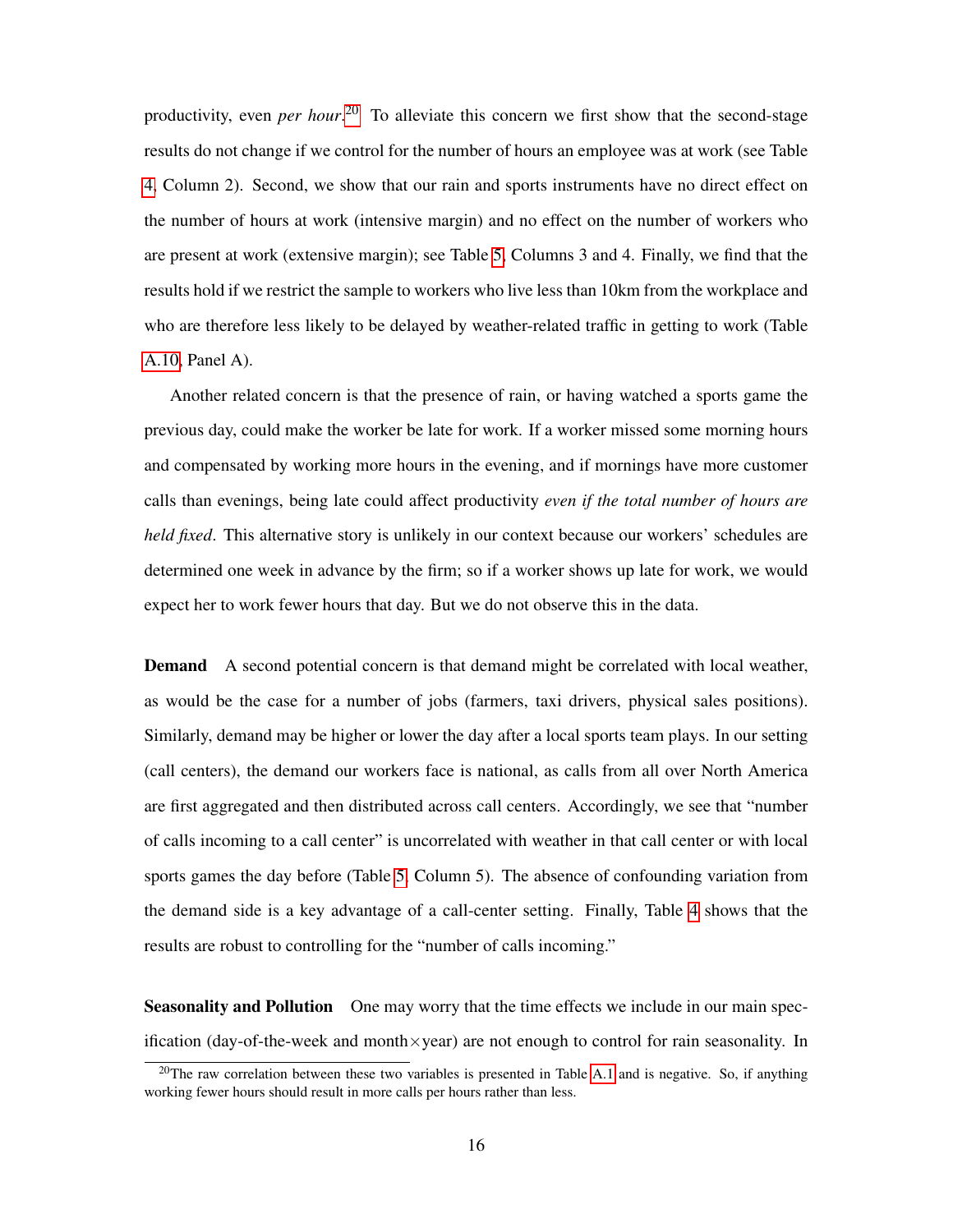productivity, even *per hour*.[20] To alleviate this concern we first show that the second-stage results do not change if we control for the number of hours an employee was at work (see Table 4, Column 2). Second, we show that our rain and sports instruments have no direct effect on the number of hours at work (intensive margin) and no effect on the number of workers who are present at work (extensive margin); see Table 5, Columns 3 and 4. Finally, we find that the results hold if we restrict the sample to workers who live less than 10km from the workplace and who are therefore less likely to be delayed by weather-related traffic in getting to work (Table A.10, Panel A).

Another related concern is that the presence of rain, or having watched a sports game the previous day, could make the worker be late for work. If a worker missed some morning hours and compensated by working more hours in the evening, and if mornings have more customer calls than evenings, being late could affect productivity *even if the total number of hours are held fixed*. This alternative story is unlikely in our context because our workers' schedules are determined one week in advance by the firm; so if a worker shows up late for work, we would expect her to work fewer hours that day. But we do not observe this in the data.

**Demand** A second potential concern is that demand might be correlated with local weather, as would be the case for a number of jobs (farmers, taxi drivers, physical sales positions). Similarly, demand may be higher or lower the day after a local sports team plays. In our setting (call centers), the demand our workers face is national, as calls from all over North America are first aggregated and then distributed across call centers. Accordingly, we see that "number of calls incoming to a call center" is uncorrelated with weather in that call center or with local sports games the day before (Table 5, Column 5). The absence of confounding variation from the demand side is a key advantage of a call-center setting. Finally, Table 4 shows that the results are robust to controlling for the "number of calls incoming."

**Seasonality and Pollution** One may worry that the time effects we include in our main specification (day-of-the-week and month×year) are not enough to control for rain seasonality. In

[20] The raw correlation between these two variables is presented in Table A.1 and is negative. So, if anything working fewer hours should result in more calls per hours rather than less.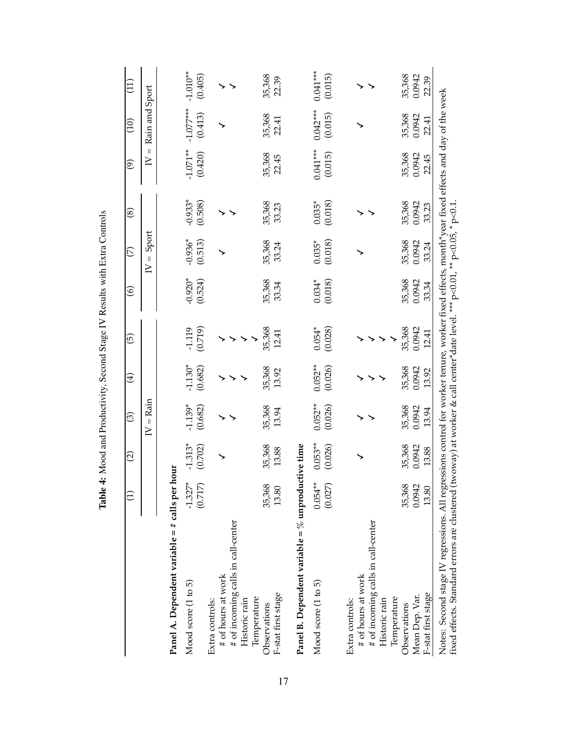**Table 4:** Mood and Productivity, Second Stage IV Results with Extra Controls

| | (1) | (2) | (3) | (4) | (5) | (6) | (7) | (8) | (9) | (10) | (11) |
|---|---|---|---|---|---|---|---|---|---|---|---|
| | | | IV = Rain | | | | IV = Sport | | | IV = Rain and Sport | |
| **Panel A. Dependent variable = # calls per hour** | | | | | | | | | | | |
| Mood score (1 to 5) | -1.327* | -1.313* | -1.139* | -1.130* | -1.119 | -0.920* | -0.936* | -0.933* | -1.071** | -1.077*** | -1.010** |
| | (0.717) | (0.702) | (0.682) | (0.682) | (0.719) | (0.524) | (0.513) | (0.508) | (0.420) | (0.413) | (0.405) |
| Extra controls: | | | | | | | | | | | |
| # of hours at work | | ✓ | ✓ | ✓ | ✓ | | ✓ | ✓ | | ✓ | ✓ |
| # of incoming calls in call-center | | | ✓ | ✓ | ✓ | | | ✓ | | | ✓ |
| Historic rain | | | | ✓ | ✓ | | | | | | |
| Temperature | | | | | ✓ | | | | | | |
| Observations | 35,368 | 35,368 | 35,368 | 35,368 | 35,368 | 35,368 | 35,368 | 35,368 | 35,368 | 35,368 | 35,368 |
| F-stat first stage | 13.80 | 13.88 | 13.94 | 13.92 | 12.41 | 33.34 | 33.24 | 33.23 | 22.45 | 22.41 | 22.39 |
| **Panel B. Dependent variable = % unproductive time** | | | | | | | | | | | |
| Mood score (1 to 5) | 0.054** | 0.053** | 0.052** | 0.052** | 0.054* | 0.034* | 0.035* | 0.035* | 0.041*** | 0.042*** | 0.041*** |
| | (0.027) | (0.026) | (0.026) | (0.026) | (0.028) | (0.018) | (0.018) | (0.018) | (0.015) | (0.015) | (0.015) |
| Extra controls: | | | | | | | | | | | |
| # of hours at work | | ✓ | ✓ | ✓ | ✓ | | ✓ | ✓ | | ✓ | ✓ |
| # of incoming calls in call-center | | | ✓ | ✓ | ✓ | | | ✓ | | | ✓ |
| Historic rain | | | | ✓ | ✓ | | | | | | |
| Temperature | | | | | ✓ | | | | | | |
| Observations | 35,368 | 35,368 | 35,368 | 35,368 | 35,368 | 35,368 | 35,368 | 35,368 | 35,368 | 35,368 | 35,368 |
| Mean Dep. Var. | 0.0942 | 0.0942 | 0.0942 | 0.0942 | 0.0942 | 0.0942 | 0.0942 | 0.0942 | 0.0942 | 0.0942 | 0.0942 |
| F-stat first stage | 13.80 | 13.88 | 13.94 | 13.92 | 12.41 | 33.34 | 33.24 | 33.23 | 22.45 | 22.41 | 22.39 |

Notes: Second stage IV regressions. All regressions control for worker tenure, worker fixed effects, month*year fixed effects and day of the week fixed effects. Standard errors are clustered (twoway) at worker & call center*date level. *** p<0.01, ** p<0.05, * p<0.1.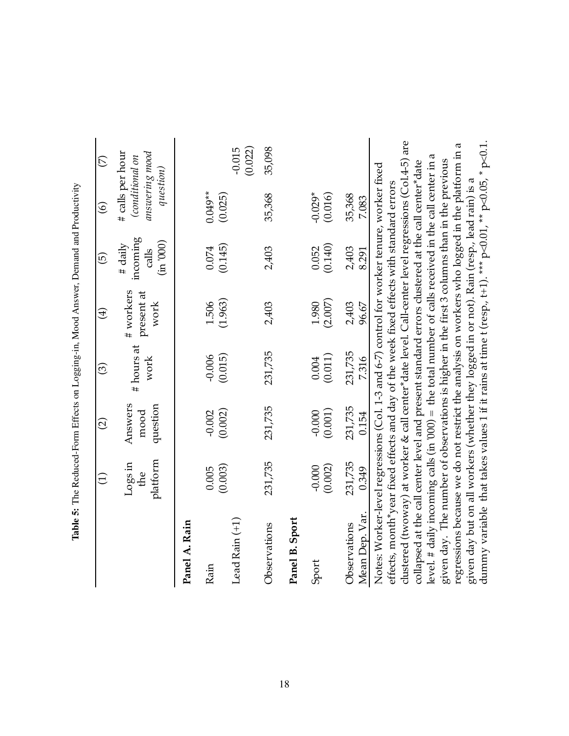**Table 5:** The Reduced-Form Effects on Logging-in, Mood Answer, Demand and Productivity

| | (1) | (2) | (3) | (4) | (5) | (6) | (7) |
|---|---|---|---|---|---|---|---|
| | Logs in the platform | Answers mood question | # hours at work | # workers present at work | # daily incoming calls (in '000) | # calls per hour *(conditional on answering mood question)* | |
| **Panel A. Rain** | | | | | | | |
| Rain | 0.005 | -0.002 | -0.006 | 1.506 | 0.074 | 0.049** | |
| | (0.003) | (0.002) | (0.015) | (1.963) | (0.145) | (0.025) | |
| Lead Rain (+1) | | | | | | | -0.015 |
| | | | | | | | (0.022) |
| Observations | 231,735 | 231,735 | 231,735 | 2,403 | 2,403 | 35,368 | 35,098 |
| **Panel B. Sport** | | | | | | | |
| Sport | -0.000 | -0.000 | 0.004 | 1.980 | 0.052 | -0.029* | |
| | (0.002) | (0.001) | (0.011) | (2.007) | (0.140) | (0.016) | |
| Observations | 231,735 | 231,735 | 231,735 | 2,403 | 2,403 | 35,368 | |
| Mean Dep. Var. | 0.349 | 0.154 | 7.316 | 96.67 | 8.291 | 7.083 | |

Notes: Worker-level regressions (Col. 1-3 and 6-7) control for worker tenure, worker fixed effects, month*year fixed effects and day of the week fixed effects with standard errors clustered (twoway) at worker & call center*date level. Call-center level regressions (Col.4-5) are collapsed at the call center level and present standard errors clustered at the call center*date level. # daily incoming calls (in '000) = the total number of calls received in the call center in a given day. The number of observations is higher in the first 3 columns than in the previous regressions because we do not restrict the analysis on workers who logged in the platform in a given day but on all workers (whether they logged in or not). Rain (resp., lead rain) is a dummy variable that takes values 1 if it rains at time t (resp., t+1). *** p<0.01, ** p<0.05, * p<0.1.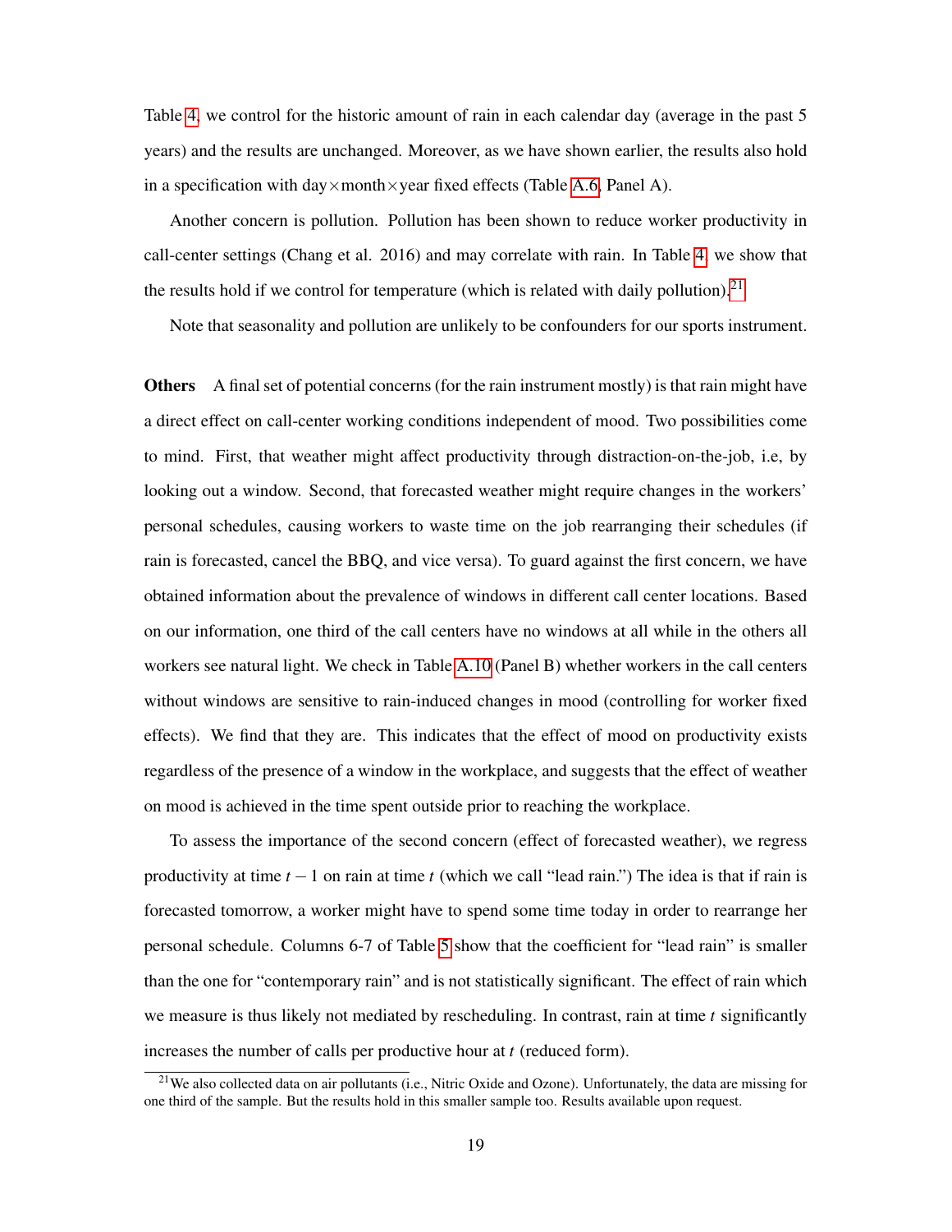Table 4, we control for the historic amount of rain in each calendar day (average in the past 5 years) and the results are unchanged. Moreover, as we have shown earlier, the results also hold in a specification with day×month×year fixed effects (Table A.6, Panel A).

Another concern is pollution. Pollution has been shown to reduce worker productivity in call-center settings (Chang et al. 2016) and may correlate with rain. In Table 4, we show that the results hold if we control for temperature (which is related with daily pollution).[21]

Note that seasonality and pollution are unlikely to be confounders for our sports instrument.

**Others** A final set of potential concerns (for the rain instrument mostly) is that rain might have a direct effect on call-center working conditions independent of mood. Two possibilities come to mind. First, that weather might affect productivity through distraction-on-the-job, i.e, by looking out a window. Second, that forecasted weather might require changes in the workers' personal schedules, causing workers to waste time on the job rearranging their schedules (if rain is forecasted, cancel the BBQ, and vice versa). To guard against the first concern, we have obtained information about the prevalence of windows in different call center locations. Based on our information, one third of the call centers have no windows at all while in the others all workers see natural light. We check in Table A.10 (Panel B) whether workers in the call centers without windows are sensitive to rain-induced changes in mood (controlling for worker fixed effects). We find that they are. This indicates that the effect of mood on productivity exists regardless of the presence of a window in the workplace, and suggests that the effect of weather on mood is achieved in the time spent outside prior to reaching the workplace.

To assess the importance of the second concern (effect of forecasted weather), we regress productivity at time $t-1$ on rain at time $t$ (which we call "lead rain.") The idea is that if rain is forecasted tomorrow, a worker might have to spend some time today in order to rearrange her personal schedule. Columns 6-7 of Table 5 show that the coefficient for "lead rain" is smaller than the one for "contemporary rain" and is not statistically significant. The effect of rain which we measure is thus likely not mediated by rescheduling. In contrast, rain at time $t$ significantly increases the number of calls per productive hour at $t$ (reduced form).

[21] We also collected data on air pollutants (i.e., Nitric Oxide and Ozone). Unfortunately, the data are missing for one third of the sample. But the results hold in this smaller sample too. Results available upon request.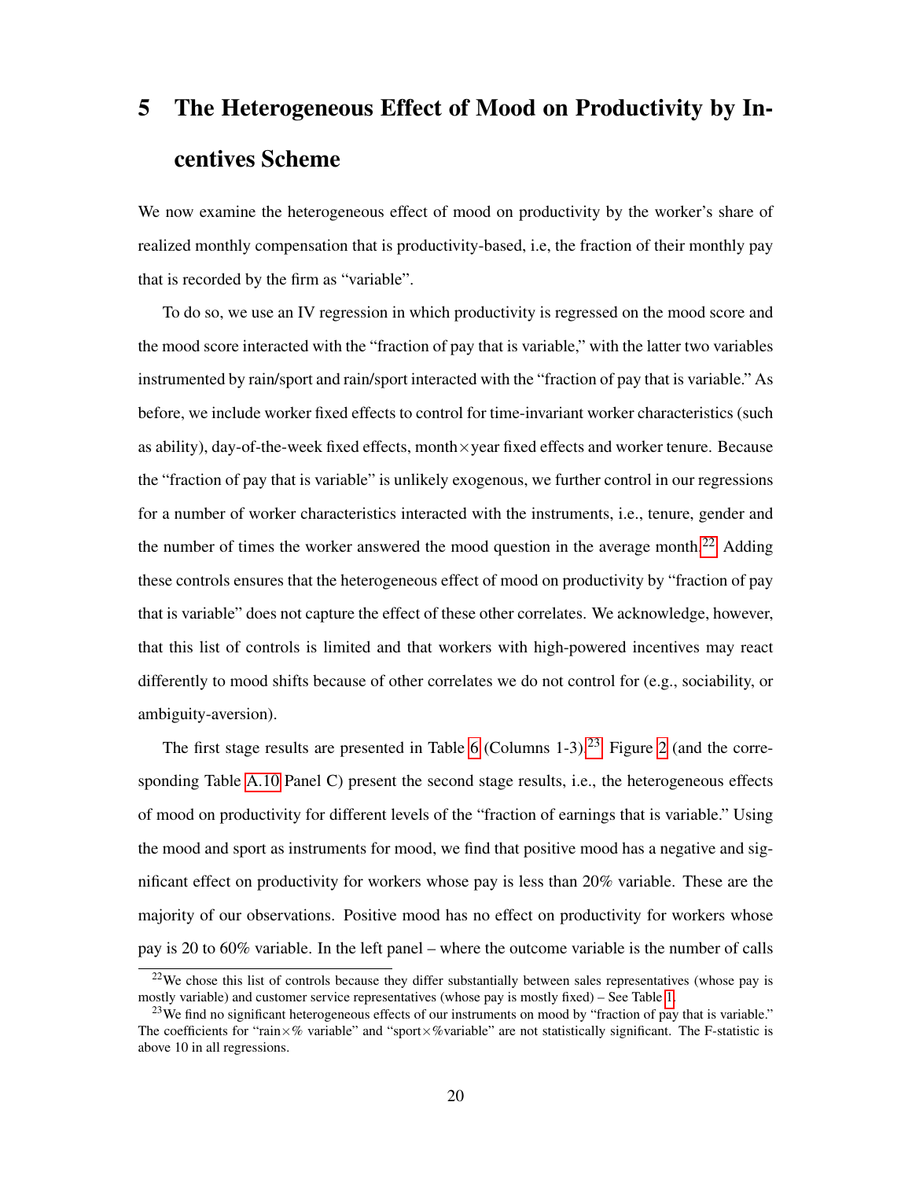# 5 The Heterogeneous Effect of Mood on Productivity by Incentives Scheme

We now examine the heterogeneous effect of mood on productivity by the worker's share of realized monthly compensation that is productivity-based, i.e, the fraction of their monthly pay that is recorded by the firm as "variable".

To do so, we use an IV regression in which productivity is regressed on the mood score and the mood score interacted with the "fraction of pay that is variable," with the latter two variables instrumented by rain/sport and rain/sport interacted with the "fraction of pay that is variable." As before, we include worker fixed effects to control for time-invariant worker characteristics (such as ability), day-of-the-week fixed effects, month×year fixed effects and worker tenure. Because the "fraction of pay that is variable" is unlikely exogenous, we further control in our regressions for a number of worker characteristics interacted with the instruments, i.e., tenure, gender and the number of times the worker answered the mood question in the average month.[22] Adding these controls ensures that the heterogeneous effect of mood on productivity by "fraction of pay that is variable" does not capture the effect of these other correlates. We acknowledge, however, that this list of controls is limited and that workers with high-powered incentives may react differently to mood shifts because of other correlates we do not control for (e.g., sociability, or ambiguity-aversion).

The first stage results are presented in Table 6 (Columns 1-3).[23] Figure 2 (and the corresponding Table A.10 Panel C) present the second stage results, i.e., the heterogeneous effects of mood on productivity for different levels of the "fraction of earnings that is variable." Using the mood and sport as instruments for mood, we find that positive mood has a negative and significant effect on productivity for workers whose pay is less than 20% variable. These are the majority of our observations. Positive mood has no effect on productivity for workers whose pay is 20 to 60% variable. In the left panel – where the outcome variable is the number of calls

[22] We chose this list of controls because they differ substantially between sales representatives (whose pay is mostly variable) and customer service representatives (whose pay is mostly fixed) – See Table 1.

[23] We find no significant heterogeneous effects of our instruments on mood by "fraction of pay that is variable." The coefficients for "rain×% variable" and "sport×%variable" are not statistically significant. The F-statistic is above 10 in all regressions.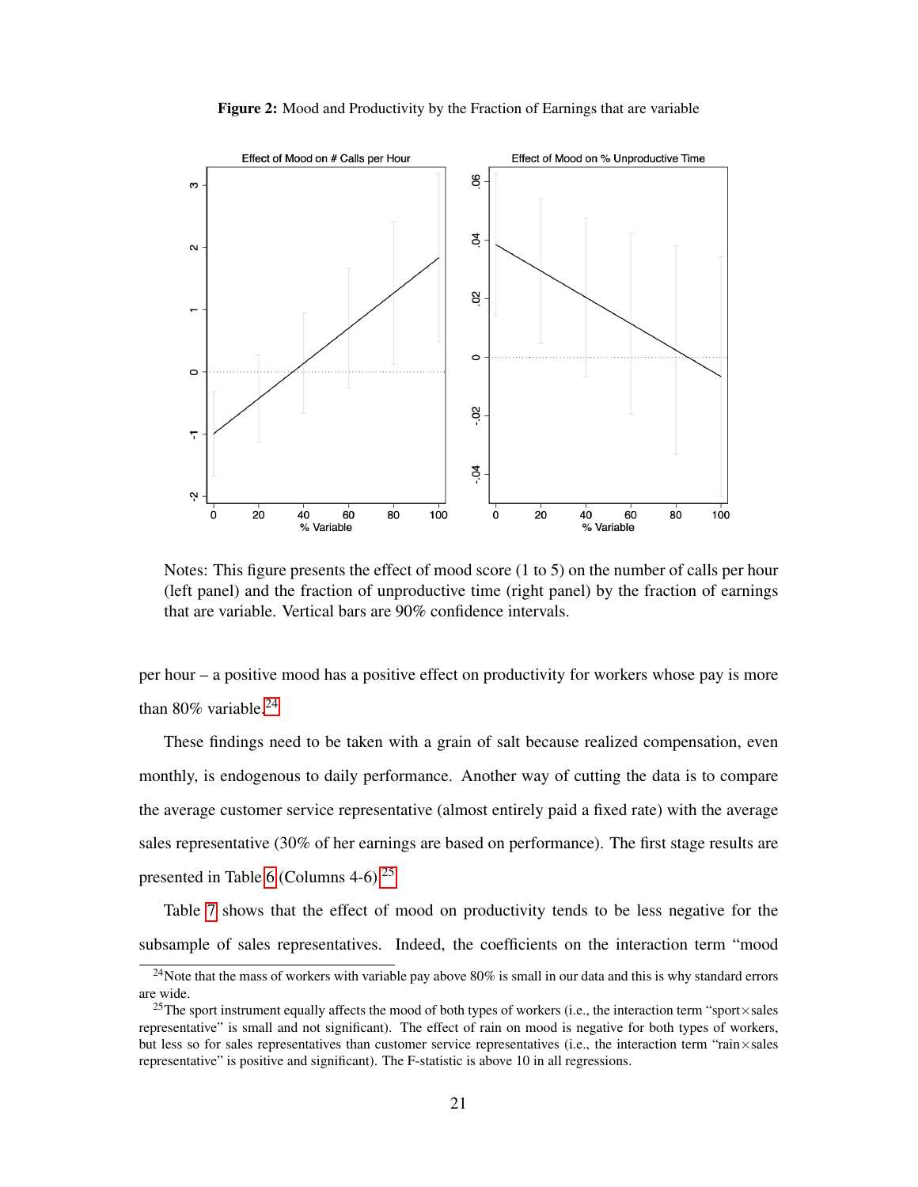**Figure 2:** Mood and Productivity by the Fraction of Earnings that are variable

Notes: This figure presents the effect of mood score (1 to 5) on the number of calls per hour (left panel) and the fraction of unproductive time (right panel) by the fraction of earnings that are variable. Vertical bars are 90% confidence intervals.

per hour – a positive mood has a positive effect on productivity for workers whose pay is more than 80% variable.[24]

These findings need to be taken with a grain of salt because realized compensation, even monthly, is endogenous to daily performance. Another way of cutting the data is to compare the average customer service representative (almost entirely paid a fixed rate) with the average sales representative (30% of her earnings are based on performance). The first stage results are presented in Table 6 (Columns 4-6).[25]

Table 7 shows that the effect of mood on productivity tends to be less negative for the subsample of sales representatives. Indeed, the coefficients on the interaction term "mood

---

[24] Note that the mass of workers with variable pay above 80% is small in our data and this is why standard errors are wide.

[25] The sport instrument equally affects the mood of both types of workers (i.e., the interaction term "sport×sales representative" is small and not significant). The effect of rain on mood is negative for both types of workers, but less so for sales representatives than customer service representatives (i.e., the interaction term "rain×sales representative" is positive and significant). The F-statistic is above 10 in all regressions.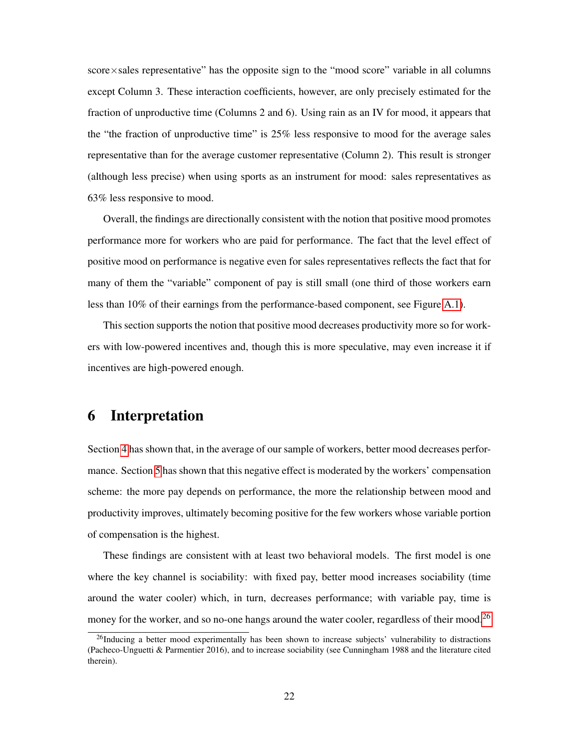score×sales representative" has the opposite sign to the "mood score" variable in all columns except Column 3. These interaction coefficients, however, are only precisely estimated for the fraction of unproductive time (Columns 2 and 6). Using rain as an IV for mood, it appears that the "the fraction of unproductive time" is 25% less responsive to mood for the average sales representative than for the average customer representative (Column 2). This result is stronger (although less precise) when using sports as an instrument for mood: sales representatives as 63% less responsive to mood.

Overall, the findings are directionally consistent with the notion that positive mood promotes performance more for workers who are paid for performance. The fact that the level effect of positive mood on performance is negative even for sales representatives reflects the fact that for many of them the "variable" component of pay is still small (one third of those workers earn less than 10% of their earnings from the performance-based component, see Figure A.1).

This section supports the notion that positive mood decreases productivity more so for workers with low-powered incentives and, though this is more speculative, may even increase it if incentives are high-powered enough.

# 6 Interpretation

Section 4 has shown that, in the average of our sample of workers, better mood decreases performance. Section 5 has shown that this negative effect is moderated by the workers' compensation scheme: the more pay depends on performance, the more the relationship between mood and productivity improves, ultimately becoming positive for the few workers whose variable portion of compensation is the highest.

These findings are consistent with at least two behavioral models. The first model is one where the key channel is sociability: with fixed pay, better mood increases sociability (time around the water cooler) which, in turn, decreases performance; with variable pay, time is money for the worker, and so no-one hangs around the water cooler, regardless of their mood.[26]

[26] Inducing a better mood experimentally has been shown to increase subjects' vulnerability to distractions (Pacheco-Unguetti & Parmentier 2016), and to increase sociability (see Cunningham 1988 and the literature cited therein).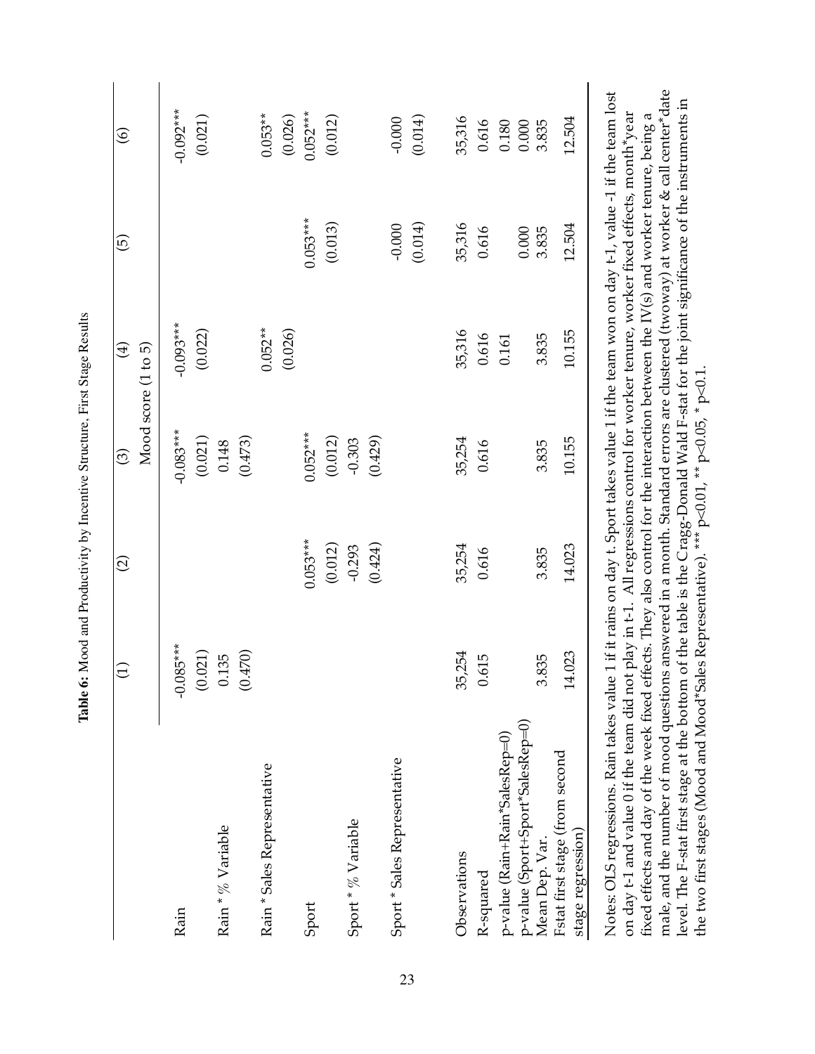**Table 6:** Mood and Productivity by Incentive Structure, First Stage Results

| | (1) | (2) | (3) | (4) | (5) | (6) |
|---|---|---|---|---|---|---|
| | | | Mood score (1 to 5) | | | |
| Rain | -0.085*** | | -0.083*** | -0.093*** | | -0.092*** |
| | (0.021) | | (0.021) | (0.022) | | (0.021) |
| Rain * % Variable | 0.135 | | 0.148 | | | |
| | (0.470) | | (0.473) | | | |
| Rain * Sales Representative | | | | 0.052** | | 0.053** |
| | | | | (0.026) | | (0.026) |
| Sport | | 0.053*** | 0.052*** | | 0.053*** | 0.052*** |
| | | (0.012) | (0.012) | | (0.013) | (0.012) |
| Sport * % Variable | | -0.293 | -0.303 | | | |
| | | (0.424) | (0.429) | | | |
| Sport * Sales Representative | | | | | -0.000 | -0.000 |
| | | | | | (0.014) | (0.014) |
| Observations | 35,254 | 35,254 | 35,254 | 35,316 | 35,316 | 35,316 |
| R-squared | 0.615 | 0.616 | 0.616 | 0.616 | 0.616 | 0.616 |
| p-value (Rain+Rain*SalesRep=0) | | | | 0.161 | | 0.180 |
| p-value (Sport+Sport*SalesRep=0) | | | | | 0.000 | 0.000 |
| Mean Dep. Var. | 3.835 | 3.835 | 3.835 | 3.835 | 3.835 | 3.835 |
| Fstat first stage (from second stage regression) | 14.023 | 14.023 | 10.155 | 10.155 | 12.504 | 12.504 |

Notes: OLS regressions. Rain takes value 1 if it rains on day t. Sport takes value 1 if the team won on day t-1, value -1 if the team lost on day t-1 and value 0 if the team did not play in t-1. All regressions control for worker tenure, worker fixed effects, month*year fixed effects and day of the week fixed effects. They also control for the interaction between the IV(s) and worker tenure, being a male, and the number of mood questions answered in a month. Standard errors are clustered (twoway) at worker & call center*date level. The F-stat first stage at the bottom of the table is the Cragg-Donald Wald F-stat for the joint significance of the instruments in the two first stages (Mood and Mood*Sales Representative). *** p<0.01, ** p<0.05, * p<0.1.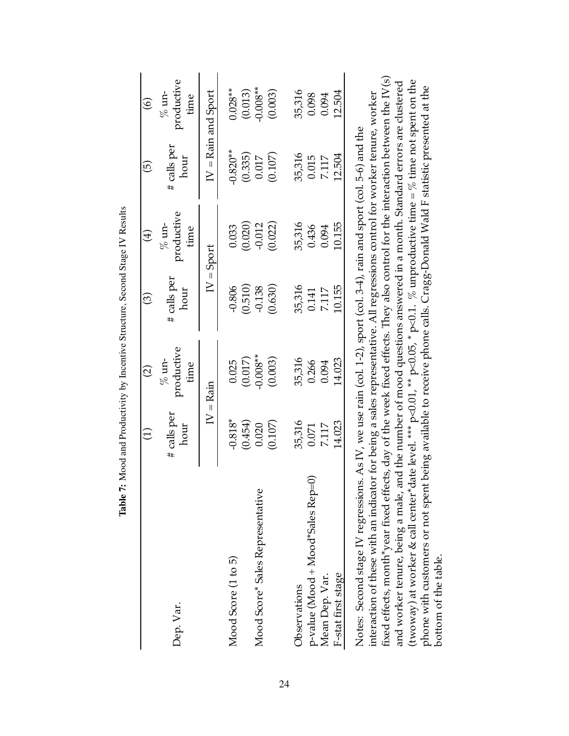**Table 7:** Mood and Productivity by Incentive Structure, Second Stage IV Results

| Dep. Var. | (1) # calls per hour | (2) % un-productive time | (3) # calls per hour | (4) % un-productive time | (5) # calls per hour | (6) % un-productive time |
|---|---|---|---|---|---|---|
| | IV = Rain | | IV = Sport | | IV = Rain and Sport | |
| Mood Score (1 to 5) | -0.818* | 0.025 | -0.806 | 0.033 | -0.820** | 0.028** |
| | (0.454) | (0.017) | (0.510) | (0.020) | (0.335) | (0.013) |
| Mood Score* Sales Representative | 0.020 | -0.008** | -0.138 | -0.012 | 0.017 | -0.008** |
| | (0.107) | (0.003) | (0.630) | (0.022) | (0.107) | (0.003) |
| Observations | 35,316 | 35,316 | 35,316 | 35,316 | 35,316 | 35,316 |
| p-value (Mood + Mood*Sales Rep=0) | 0.071 | 0.266 | 0.141 | 0.436 | 0.015 | 0.098 |
| Mean Dep. Var. | 7.117 | 0.094 | 7.117 | 0.094 | 7.117 | 0.094 |
| F-stat first stage | 14.023 | 14.023 | 10.155 | 10.155 | 12.504 | 12.504 |

Notes: Second stage IV regressions. As IV, we use rain (col. 1-2), sport (col. 3-4), rain and sport (col. 5-6) and the interaction of these with an indicator for being a sales representative. All regressions control for worker tenure, worker fixed effects, month*year fixed effects, day of the week fixed effects. They also control for the interaction between the IV(s) and worker tenure, being a male, and the number of mood questions answered in a month. Standard errors are clustered (twoway) at worker & call center*date level. *** p<0.01, ** p<0.05, * p<0.1. % unproductive time = % time not spent on the phone with customers or not spent being available to receive phone calls. Cragg-Donald Wald F statistic presented at the bottom of the table.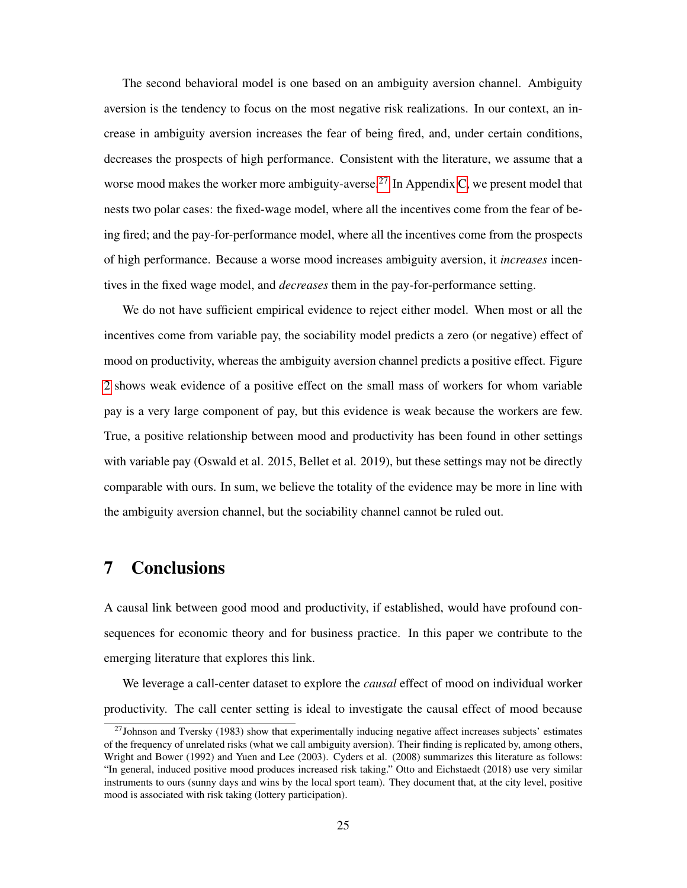The second behavioral model is one based on an ambiguity aversion channel. Ambiguity aversion is the tendency to focus on the most negative risk realizations. In our context, an increase in ambiguity aversion increases the fear of being fired, and, under certain conditions, decreases the prospects of high performance. Consistent with the literature, we assume that a worse mood makes the worker more ambiguity-averse.[27] In Appendix C, we present model that nests two polar cases: the fixed-wage model, where all the incentives come from the fear of being fired; and the pay-for-performance model, where all the incentives come from the prospects of high performance. Because a worse mood increases ambiguity aversion, it *increases* incentives in the fixed wage model, and *decreases* them in the pay-for-performance setting.

We do not have sufficient empirical evidence to reject either model. When most or all the incentives come from variable pay, the sociability model predicts a zero (or negative) effect of mood on productivity, whereas the ambiguity aversion channel predicts a positive effect. Figure 2 shows weak evidence of a positive effect on the small mass of workers for whom variable pay is a very large component of pay, but this evidence is weak because the workers are few. True, a positive relationship between mood and productivity has been found in other settings with variable pay (Oswald et al. 2015, Bellet et al. 2019), but these settings may not be directly comparable with ours. In sum, we believe the totality of the evidence may be more in line with the ambiguity aversion channel, but the sociability channel cannot be ruled out.

# 7 Conclusions

A causal link between good mood and productivity, if established, would have profound consequences for economic theory and for business practice. In this paper we contribute to the emerging literature that explores this link.

We leverage a call-center dataset to explore the *causal* effect of mood on individual worker productivity. The call center setting is ideal to investigate the causal effect of mood because

[27] Johnson and Tversky (1983) show that experimentally inducing negative affect increases subjects' estimates of the frequency of unrelated risks (what we call ambiguity aversion). Their finding is replicated by, among others, Wright and Bower (1992) and Yuen and Lee (2003). Cyders et al. (2008) summarizes this literature as follows: "In general, induced positive mood produces increased risk taking." Otto and Eichstaedt (2018) use very similar instruments to ours (sunny days and wins by the local sport team). They document that, at the city level, positive mood is associated with risk taking (lottery participation).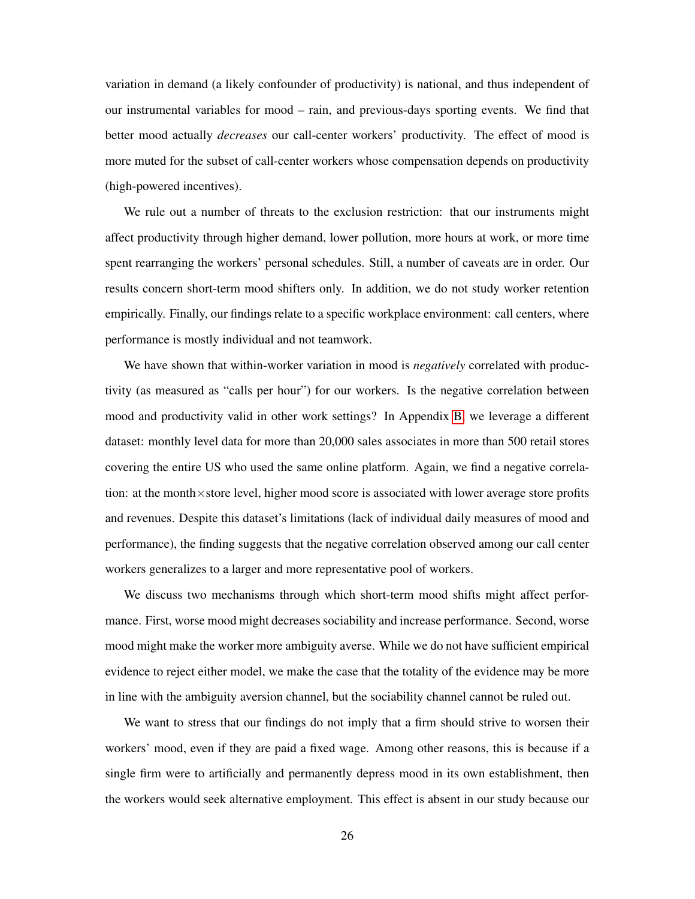variation in demand (a likely confounder of productivity) is national, and thus independent of our instrumental variables for mood – rain, and previous-days sporting events. We find that better mood actually *decreases* our call-center workers' productivity. The effect of mood is more muted for the subset of call-center workers whose compensation depends on productivity (high-powered incentives).

We rule out a number of threats to the exclusion restriction: that our instruments might affect productivity through higher demand, lower pollution, more hours at work, or more time spent rearranging the workers' personal schedules. Still, a number of caveats are in order. Our results concern short-term mood shifters only. In addition, we do not study worker retention empirically. Finally, our findings relate to a specific workplace environment: call centers, where performance is mostly individual and not teamwork.

We have shown that within-worker variation in mood is *negatively* correlated with productivity (as measured as "calls per hour") for our workers. Is the negative correlation between mood and productivity valid in other work settings? In Appendix B, we leverage a different dataset: monthly level data for more than 20,000 sales associates in more than 500 retail stores covering the entire US who used the same online platform. Again, we find a negative correlation: at the month$\times$store level, higher mood score is associated with lower average store profits and revenues. Despite this dataset's limitations (lack of individual daily measures of mood and performance), the finding suggests that the negative correlation observed among our call center workers generalizes to a larger and more representative pool of workers.

We discuss two mechanisms through which short-term mood shifts might affect performance. First, worse mood might decreases sociability and increase performance. Second, worse mood might make the worker more ambiguity averse. While we do not have sufficient empirical evidence to reject either model, we make the case that the totality of the evidence may be more in line with the ambiguity aversion channel, but the sociability channel cannot be ruled out.

We want to stress that our findings do not imply that a firm should strive to worsen their workers' mood, even if they are paid a fixed wage. Among other reasons, this is because if a single firm were to artificially and permanently depress mood in its own establishment, then the workers would seek alternative employment. This effect is absent in our study because our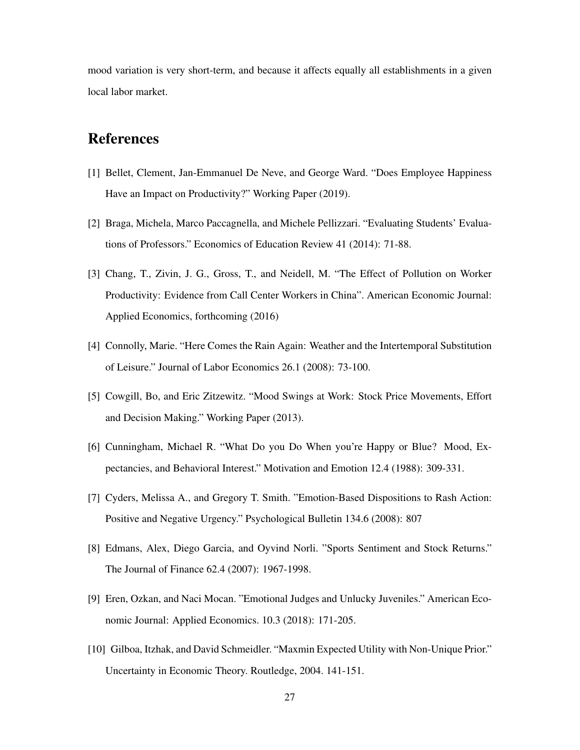mood variation is very short-term, and because it affects equally all establishments in a given local labor market.

## References

[1] Bellet, Clement, Jan-Emmanuel De Neve, and George Ward. "Does Employee Happiness Have an Impact on Productivity?" Working Paper (2019).

[2] Braga, Michela, Marco Paccagnella, and Michele Pellizzari. "Evaluating Students' Evaluations of Professors." Economics of Education Review 41 (2014): 71-88.

[3] Chang, T., Zivin, J. G., Gross, T., and Neidell, M. "The Effect of Pollution on Worker Productivity: Evidence from Call Center Workers in China". American Economic Journal: Applied Economics, forthcoming (2016)

[4] Connolly, Marie. "Here Comes the Rain Again: Weather and the Intertemporal Substitution of Leisure." Journal of Labor Economics 26.1 (2008): 73-100.

[5] Cowgill, Bo, and Eric Zitzewitz. "Mood Swings at Work: Stock Price Movements, Effort and Decision Making." Working Paper (2013).

[6] Cunningham, Michael R. "What Do you Do When you're Happy or Blue? Mood, Expectancies, and Behavioral Interest." Motivation and Emotion 12.4 (1988): 309-331.

[7] Cyders, Melissa A., and Gregory T. Smith. "Emotion-Based Dispositions to Rash Action: Positive and Negative Urgency." Psychological Bulletin 134.6 (2008): 807

[8] Edmans, Alex, Diego Garcia, and Oyvind Norli. "Sports Sentiment and Stock Returns." The Journal of Finance 62.4 (2007): 1967-1998.

[9] Eren, Ozkan, and Naci Mocan. "Emotional Judges and Unlucky Juveniles." American Economic Journal: Applied Economics. 10.3 (2018): 171-205.

[10] Gilboa, Itzhak, and David Schmeidler. "Maxmin Expected Utility with Non-Unique Prior." Uncertainty in Economic Theory. Routledge, 2004. 141-151.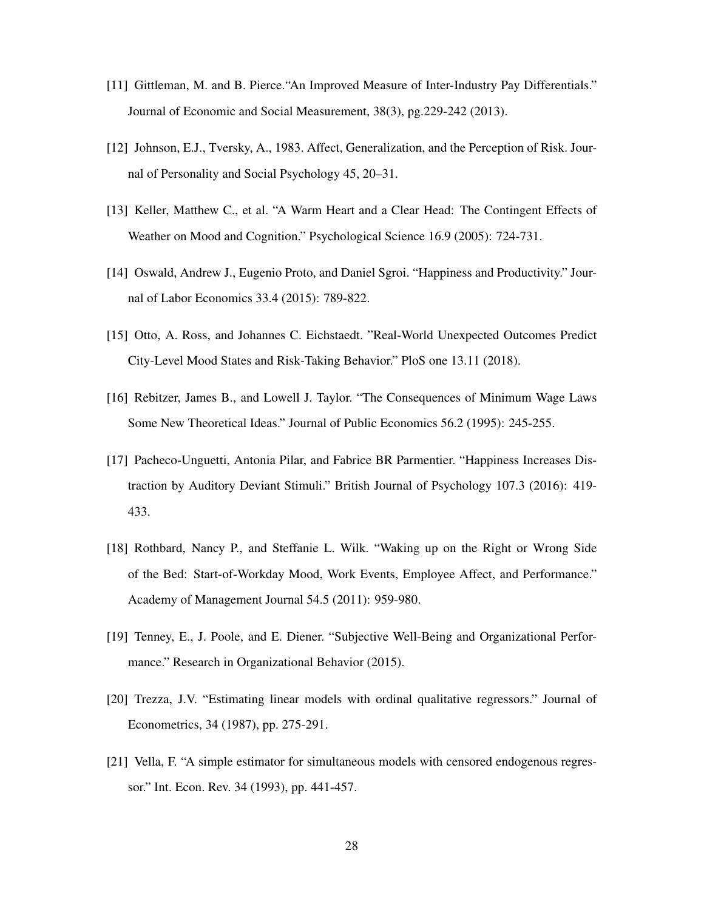[11] Gittleman, M. and B. Pierce."An Improved Measure of Inter-Industry Pay Differentials." Journal of Economic and Social Measurement, 38(3), pg.229-242 (2013).

[12] Johnson, E.J., Tversky, A., 1983. Affect, Generalization, and the Perception of Risk. Journal of Personality and Social Psychology 45, 20–31.

[13] Keller, Matthew C., et al. "A Warm Heart and a Clear Head: The Contingent Effects of Weather on Mood and Cognition." Psychological Science 16.9 (2005): 724-731.

[14] Oswald, Andrew J., Eugenio Proto, and Daniel Sgroi. "Happiness and Productivity." Journal of Labor Economics 33.4 (2015): 789-822.

[15] Otto, A. Ross, and Johannes C. Eichstaedt. "Real-World Unexpected Outcomes Predict City-Level Mood States and Risk-Taking Behavior." PloS one 13.11 (2018).

[16] Rebitzer, James B., and Lowell J. Taylor. "The Consequences of Minimum Wage Laws Some New Theoretical Ideas." Journal of Public Economics 56.2 (1995): 245-255.

[17] Pacheco-Unguetti, Antonia Pilar, and Fabrice BR Parmentier. "Happiness Increases Distraction by Auditory Deviant Stimuli." British Journal of Psychology 107.3 (2016): 419-433.

[18] Rothbard, Nancy P., and Steffanie L. Wilk. "Waking up on the Right or Wrong Side of the Bed: Start-of-Workday Mood, Work Events, Employee Affect, and Performance." Academy of Management Journal 54.5 (2011): 959-980.

[19] Tenney, E., J. Poole, and E. Diener. "Subjective Well-Being and Organizational Performance." Research in Organizational Behavior (2015).

[20] Trezza, J.V. "Estimating linear models with ordinal qualitative regressors." Journal of Econometrics, 34 (1987), pp. 275-291.

[21] Vella, F. "A simple estimator for simultaneous models with censored endogenous regressor." Int. Econ. Rev. 34 (1993), pp. 441-457.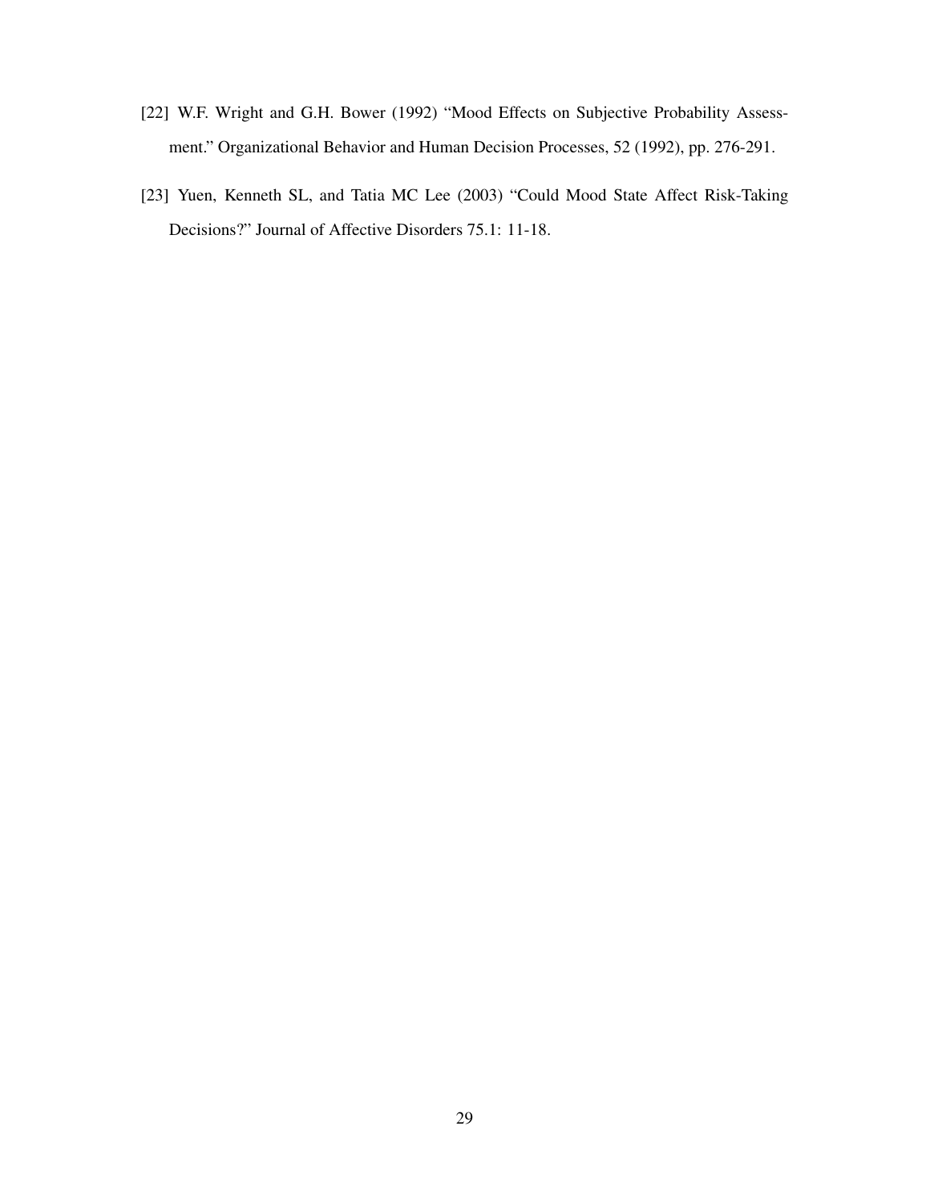[22] W.F. Wright and G.H. Bower (1992) "Mood Effects on Subjective Probability Assessment." Organizational Behavior and Human Decision Processes, 52 (1992), pp. 276-291.

[23] Yuen, Kenneth SL, and Tatia MC Lee (2003) "Could Mood State Affect Risk-Taking Decisions?" Journal of Affective Disorders 75.1: 11-18.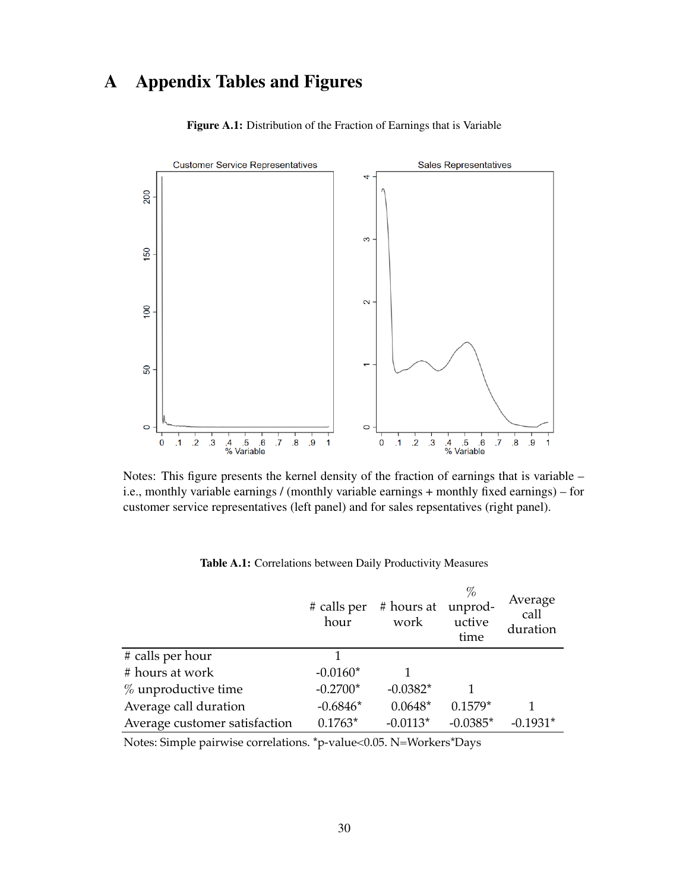# A Appendix Tables and Figures

**Figure A.1:** Distribution of the Fraction of Earnings that is Variable

Notes: This figure presents the kernel density of the fraction of earnings that is variable – i.e., monthly variable earnings / (monthly variable earnings + monthly fixed earnings) – for customer service representatives (left panel) and for sales repsentatives (right panel).

**Table A.1:** Correlations between Daily Productivity Measures

| | # calls per hour | # hours at work | % unproductive time | Average call duration |
|---|---|---|---|---|
| # calls per hour | 1 | | | |
| # hours at work | -0.0160* | 1 | | |
| % unproductive time | -0.2700* | -0.0382* | 1 | |
| Average call duration | -0.6846* | 0.0648* | 0.1579* | 1 |
| Average customer satisfaction | 0.1763* | -0.0113* | -0.0385* | -0.1931* |

Notes: Simple pairwise correlations. *p-value<0.05. N=Workers*Days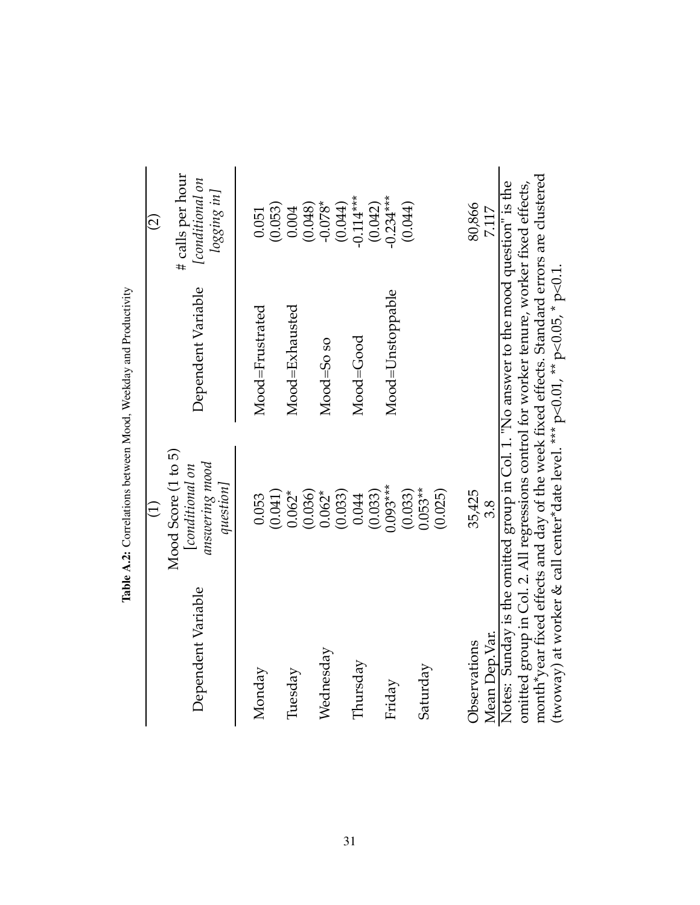**Table A.2:** Correlations between Mood, Weekday and Productivity

| Dependent Variable | (1) Mood Score (1 to 5) *[conditional on answering mood question]* | Dependent Variable | (2) # calls per hour *[conditional on logging in]* |
|---|---|---|---|
| Monday | 0.053 | Mood=Frustrated | 0.051 |
| | (0.041) | | (0.053) |
| Tuesday | 0.062* | Mood=Exhausted | 0.004 |
| | (0.036) | | (0.048) |
| Wednesday | 0.062* | Mood=So so | -0.078* |
| | (0.033) | | (0.044) |
| Thursday | 0.044 | Mood=Good | -0.114*** |
| | (0.033) | | (0.042) |
| Friday | 0.093*** | Mood=Unstoppable | -0.234*** |
| | (0.033) | | (0.044) |
| Saturday | 0.053** | | |
| | (0.025) | | |
| Observations | 35,425 | | 80,866 |
| Mean Dep.Var. | 3.8 | | 7.117 |

Notes: Sunday is the omitted group in Col. 1. "No answer to the mood question" is the omitted group in Col. 2. All regressions control for worker tenure, worker fixed effects, month*year fixed effects and day of the week fixed effects. Standard errors are clustered (twoway) at worker & call center*date level. *** $p<0.01$, ** $p<0.05$, * $p<0.1$.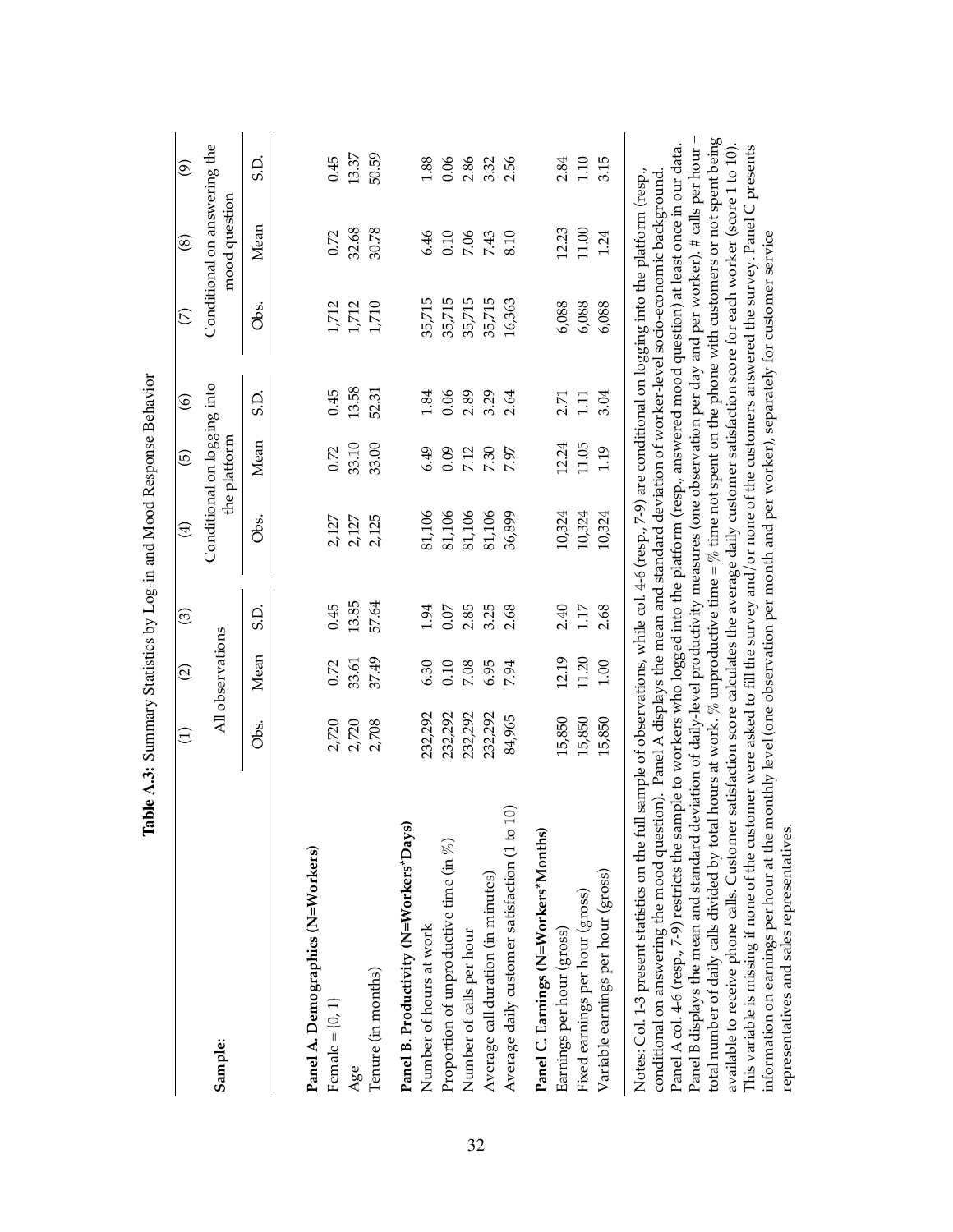**Table A.3:** Summary Statistics by Log-in and Mood Response Behavior

| | (1) | (2) | (3) | (4) | (5) | (6) | (7) | (8) | (9) |
|---|---|---|---|---|---|---|---|---|---|
| **Sample:** | All observations | | | Conditional on logging into the platform | | | Conditional on answering the mood question | | |
| | Obs. | Mean | S.D. | Obs. | Mean | S.D. | Obs. | Mean | S.D. |
| **Panel A. Demographics (N=Workers)** | | | | | | | | | |
| Female = {0, 1} | 2,720 | 0.72 | 0.45 | 2,127 | 0.72 | 0.45 | 1,712 | 0.72 | 0.45 |
| Age | 2,720 | 33.61 | 13.85 | 2,127 | 33.10 | 13.58 | 1,712 | 32.68 | 13.37 |
| Tenure (in months) | 2,708 | 37.49 | 57.64 | 2,125 | 33.00 | 52.31 | 1,710 | 30.78 | 50.59 |
| **Panel B. Productivity (N=Workers*Days)** | | | | | | | | | |
| Number of hours at work | 232,292 | 6.30 | 1.94 | 81,106 | 6.49 | 1.84 | 35,715 | 6.46 | 1.88 |
| Proportion of unproductive time (in %) | 232,292 | 0.10 | 0.07 | 81,106 | 0.09 | 0.06 | 35,715 | 0.10 | 0.06 |
| Number of calls per hour | 232,292 | 7.08 | 2.85 | 81,106 | 7.12 | 2.89 | 35,715 | 7.06 | 2.86 |
| Average call duration (in minutes) | 232,292 | 6.95 | 3.25 | 81,106 | 7.30 | 3.29 | 35,715 | 7.43 | 3.32 |
| Average daily customer satisfaction (1 to 10) | 84,965 | 7.94 | 2.68 | 36,899 | 7.97 | 2.64 | 16,363 | 8.10 | 2.56 |
| **Panel C. Earnings (N=Workers*Months)** | | | | | | | | | |
| Earnings per hour (gross) | 15,850 | 12.19 | 2.40 | 10,324 | 12.24 | 2.71 | 6,088 | 12.23 | 2.84 |
| Fixed earnings per hour (gross) | 15,850 | 11.20 | 1.17 | 10,324 | 11.05 | 1.11 | 6,088 | 11.00 | 1.10 |
| Variable earnings per hour (gross) | 15,850 | 1.00 | 2.68 | 10,324 | 1.19 | 3.04 | 6,088 | 1.24 | 3.15 |

Notes: Col. 1-3 present statistics on the full sample of observations, while col. 4-6 (resp., 7-9) are conditional on logging into the platform (resp., conditional on answering the mood question). Panel A displays the mean and standard deviation of worker-level socio-economic background. Panel A col. 4-6 (resp., 7-9) restricts the sample to workers who logged into the platform (resp., answered mood question) at least once in our data. Panel B displays the mean and standard deviation of daily-level productivity measures (one observation per day and per worker). # calls per hour = total number of daily calls divided by total hours at work. % unproductive time = % time not spent on the phone with customers or not spent being available to receive phone calls. Customer satisfaction score calculates the average daily customer satisfaction score for each worker (score 1 to 10). This variable is missing if none of the customer were asked to fill the survey and/or none of the customers answered the survey. Panel C presents information on earnings per hour at the monthly level (one observation per month and per worker), separately for customer service representatives and sales representatives.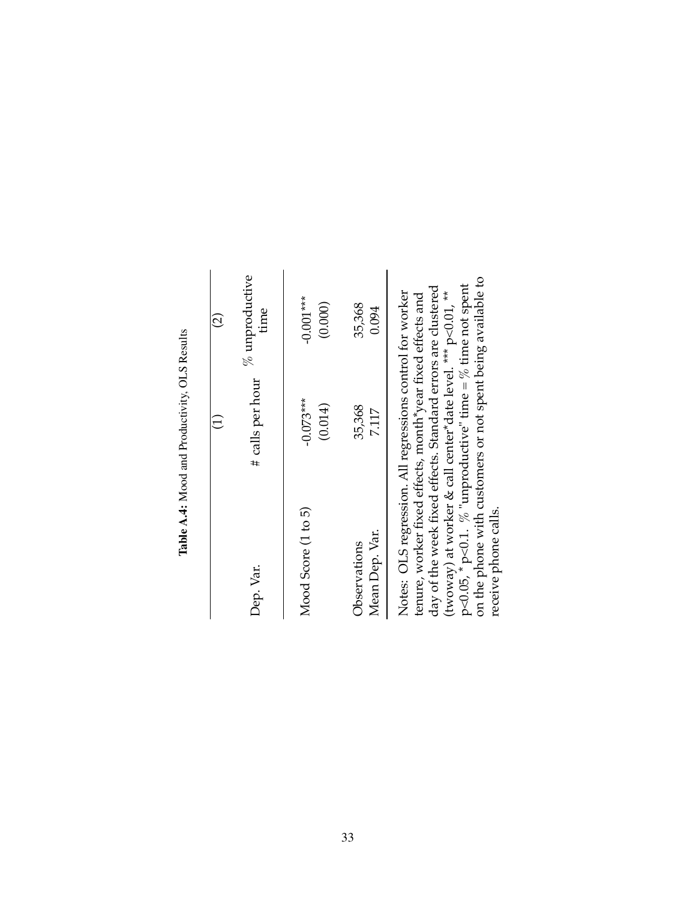**Table A.4**: Mood and Productivity, OLS Results

| | (1) | (2) |
|---|---|---|
| Dep. Var. | # calls per hour | % unproductive time |
| Mood Score (1 to 5) | -0.073*** | -0.001*** |
| | (0.014) | (0.000) |
| Observations | 35,368 | 35,368 |
| Mean Dep. Var. | 7.117 | 0.094 |

Notes: OLS regression. All regressions control for worker tenure, worker fixed effects, month*year fixed effects and day of the week fixed effects. Standard errors are clustered (twoway) at worker & call center*date level. *** p<0.01, ** p<0.05, * p<0.1. % "unproductive" time = % time not spent on the phone with customers or not spent being available to receive phone calls.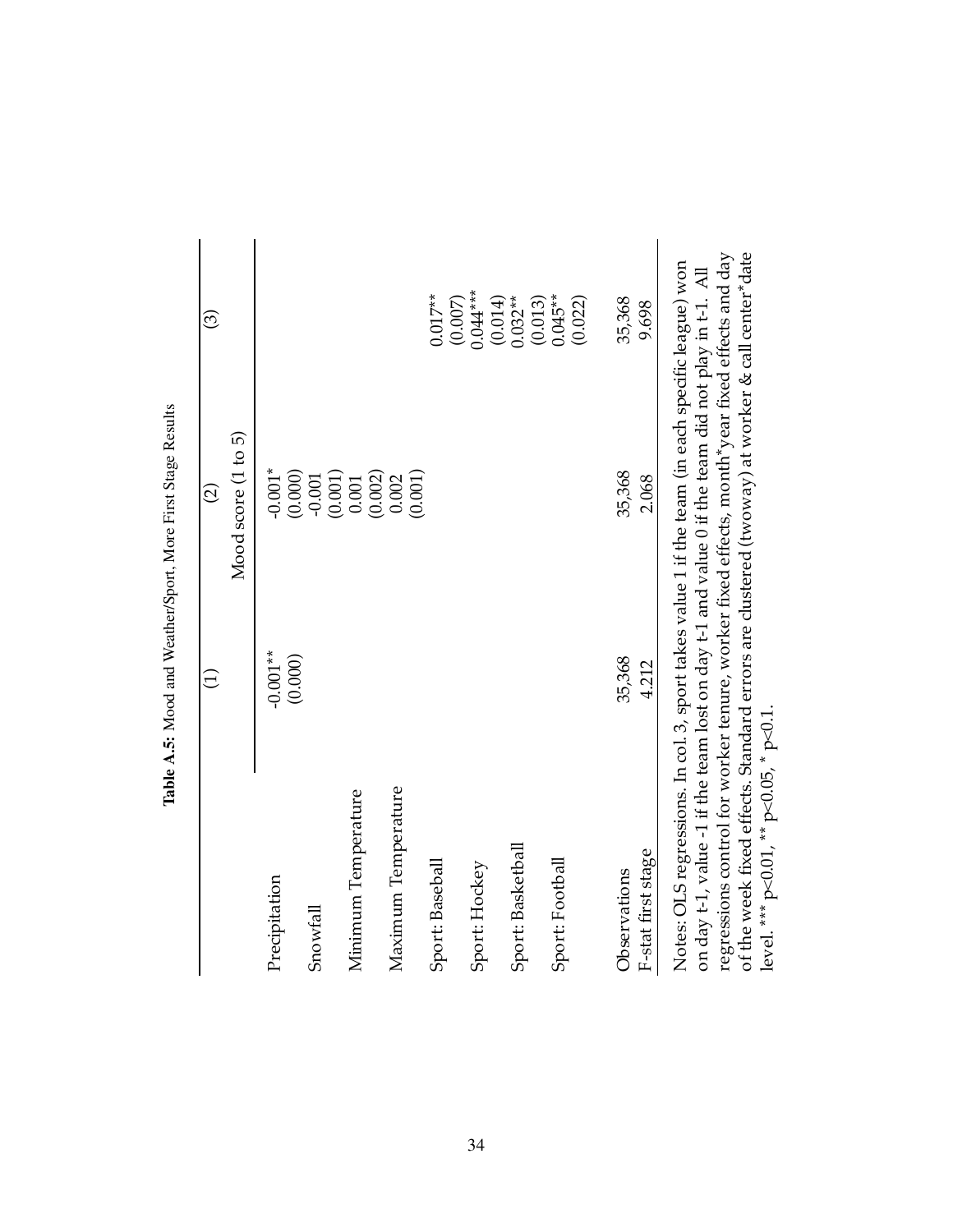**Table A.5:** Mood and Weather/Sport, More First Stage Results

| | (1) | (2) | (3) |
|---|---|---|---|
| | | Mood score (1 to 5) | |
| Precipitation | -0.001** | -0.001* | |
| | (0.000) | (0.000) | |
| Snowfall | | -0.001 | |
| | | (0.001) | |
| Minimum Temperature | | 0.001 | |
| | | (0.002) | |
| Maximum Temperature | | 0.002 | |
| | | (0.001) | |
| Sport: Baseball | | | 0.017** |
| | | | (0.007) |
| Sport: Hockey | | | 0.044*** |
| | | | (0.014) |
| Sport: Basketball | | | 0.032** |
| | | | (0.013) |
| Sport: Football | | | 0.045** |
| | | | (0.022) |
| Observations | 35,368 | 35,368 | 35,368 |
| F-stat first stage | 4.212 | 2.068 | 9.698 |

Notes: OLS regressions. In col. 3, sport takes value 1 if the team (in each specific league) won on day t-1, value -1 if the team lost on day t-1 and value 0 if the team did not play in t-1. All regressions control for worker tenure, worker fixed effects, month*year fixed effects and day of the week fixed effects. Standard errors are clustered (twoway) at worker & call center*date level. *** p<0.01, ** p<0.05, * p<0.1.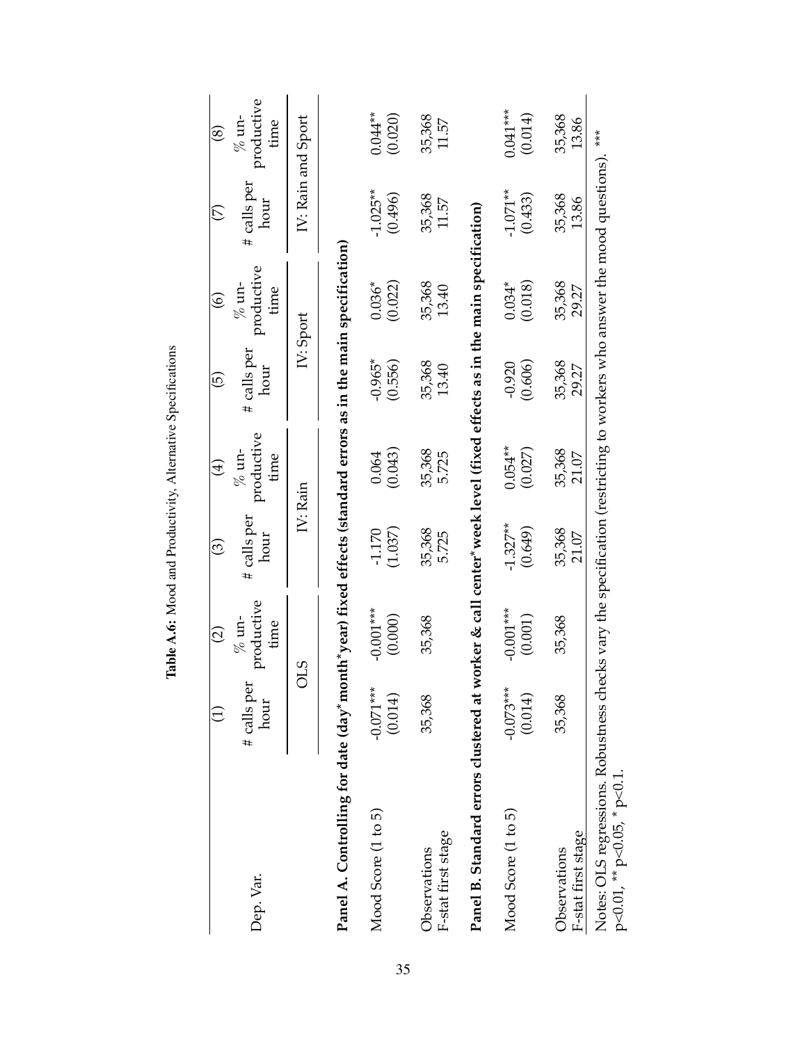**Table A.6:** Mood and Productivity, Alternative Specifications

| Dep. Var. | (1) # calls per hour | (2) % un-productive time | (3) # calls per hour | (4) % un-productive time | (5) # calls per hour | (6) % un-productive time | (7) # calls per hour | (8) % un-productive time |
|---|---|---|---|---|---|---|---|---|
| | OLS | | IV: Rain | | IV: Sport | | IV: Rain and Sport | |
| **Panel A. Controlling for date (day*month*year) fixed effects (standard errors as in the main specification)** | | | | | | | | |
| Mood Score (1 to 5) | -0.071*** | -0.001*** | -1.170 | 0.064 | -0.965* | 0.036* | -1.025** | 0.044** |
| | (0.014) | (0.000) | (1.037) | (0.043) | (0.556) | (0.022) | (0.496) | (0.020) |
| Observations | 35,368 | 35,368 | 35,368 | 35,368 | 35,368 | 35,368 | 35,368 | 35,368 |
| F-stat first stage | | | 5.725 | 5.725 | 13.40 | 13.40 | 11.57 | 11.57 |
| **Panel B. Standard errors clustered at worker & call center*week level (fixed effects as in the main specification)** | | | | | | | | |
| Mood Score (1 to 5) | -0.073*** | -0.001*** | -1.327** | 0.054** | -0.920 | 0.034* | -1.071** | 0.041*** |
| | (0.014) | (0.001) | (0.649) | (0.027) | (0.606) | (0.018) | (0.433) | (0.014) |
| Observations | 35,368 | 35,368 | 35,368 | 35,368 | 35,368 | 35,368 | 35,368 | 35,368 |
| F-stat first stage | | | 21.07 | 21.07 | 29.27 | 29.27 | 13.86 | 13.86 |

Notes: OLS regressions. Robustness checks vary the specification (restricting to workers who answer the mood questions). *** p<0.01, ** p<0.05, * p<0.1.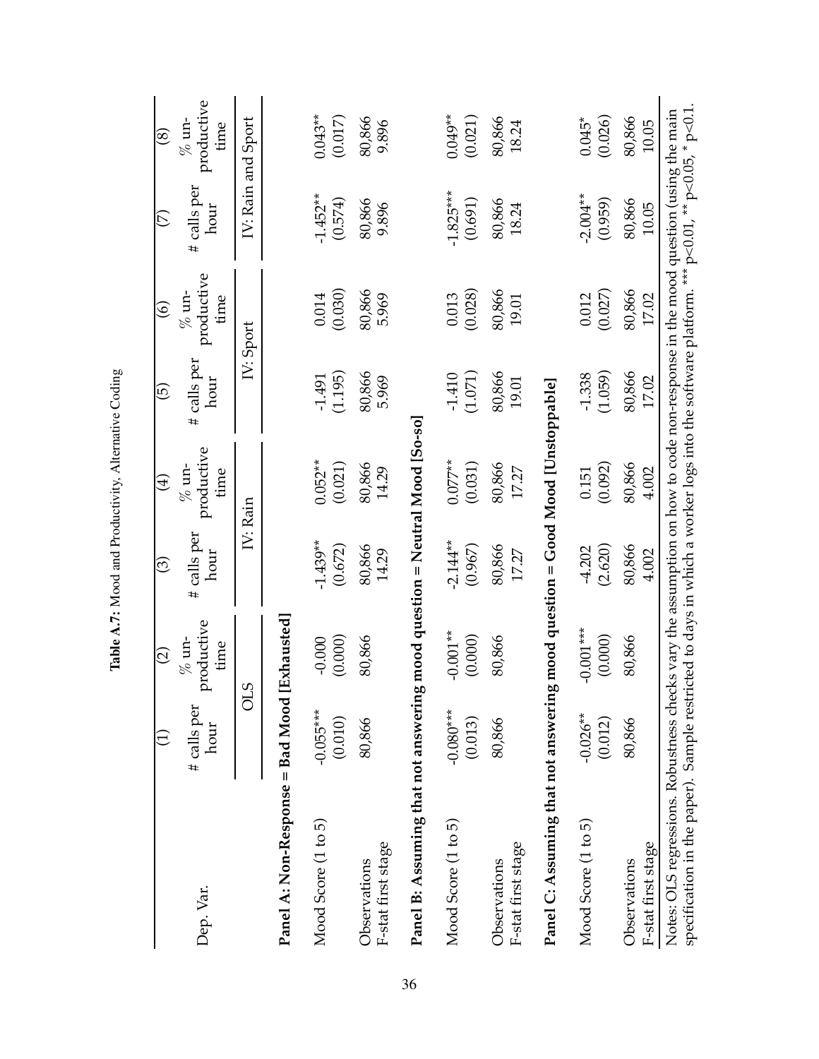**Table A.7:** Mood and Productivity, Alternative Coding

| | (1) | (2) | (3) | (4) | (5) | (6) | (7) | (8) |
|---|---|---|---|---|---|---|---|---|
| Dep. Var. | # calls per hour | % un-productive time | # calls per hour | % un-productive time | # calls per hour | % un-productive time | # calls per hour | % un-productive time |
| | OLS | | IV: Rain | | IV: Sport | | IV: Rain and Sport | |
| **Panel A: Non-Response = Bad Mood [Exhausted]** | | | | | | | | |
| Mood Score (1 to 5) | -0.055*** | -0.000 | -1.439** | 0.052** | -1.491 | 0.014 | -1.452** | 0.043** |
| | (0.010) | (0.000) | (0.672) | (0.021) | (1.195) | (0.030) | (0.574) | (0.017) |
| Observations | 80,866 | 80,866 | 80,866 | 80,866 | 80,866 | 80,866 | 80,866 | 80,866 |
| F-stat first stage | | | 14.29 | 14.29 | 5.969 | 5.969 | 9.896 | 9.896 |
| **Panel B: Assuming that not answering mood question = Neutral Mood [So-so]** | | | | | | | | |
| Mood Score (1 to 5) | -0.080*** | -0.001** | -2.144** | 0.077** | -1.410 | 0.013 | -1.825*** | 0.049** |
| | (0.013) | (0.000) | (0.967) | (0.031) | (1.071) | (0.028) | (0.691) | (0.021) |
| Observations | 80,866 | 80,866 | 80,866 | 80,866 | 80,866 | 80,866 | 80,866 | 80,866 |
| F-stat first stage | | | 17.27 | 17.27 | 19.01 | 19.01 | 18.24 | 18.24 |
| **Panel C: Assuming that not answering mood question = Good Mood [Unstoppable]** | | | | | | | | |
| Mood Score (1 to 5) | -0.026** | -0.001*** | -4.202 | 0.151 | -1.338 | 0.012 | -2.004** | 0.045* |
| | (0.012) | (0.000) | (2.620) | (0.092) | (1.059) | (0.027) | (0.959) | (0.026) |
| Observations | 80,866 | 80,866 | 80,866 | 80,866 | 80,866 | 80,866 | 80,866 | 80,866 |
| F-stat first stage | | | 4.002 | 4.002 | 17.02 | 17.02 | 10.05 | 10.05 |

Notes: OLS regressions. Robustness checks vary the assumption on how to code non-response in the mood question (using the main specification in the paper). Sample restricted to days in which a worker logs into the software platform. *** p<0.01, ** p<0.05, * p<0.1.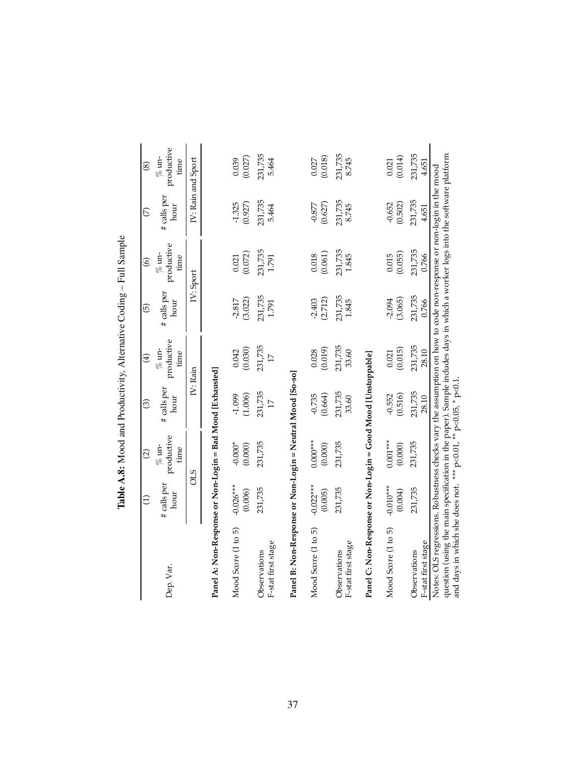**Table A.8:** Mood and Productivity, Alternative Coding – Full Sample

| | (1) | (2) | (3) | (4) | (5) | (6) | (7) | (8) |
|---|---|---|---|---|---|---|---|---|
| Dep. Var. | # calls per hour | % un-productive time | # calls per hour | % un-productive time | # calls per hour | % un-productive time | # calls per hour | % un-productive time |
| | OLS | | IV: Rain | | IV: Sport | | IV: Rain and Sport | |
| **Panel A: Non-Response or Non-Login = Bad Mood [Exhausted]** | | | | | | | | |
| Mood Score (1 to 5) | -0.026*** | -0.000* | -1.099 | 0.042 | -2.817 | 0.021 | -1.325 | 0.039 |
| | (0.006) | (0.000) | (1.006) | (0.030) | (3.022) | (0.072) | (0.927) | (0.027) |
| Observations | 231,735 | 231,735 | 231,735 | 231,735 | 231,735 | 231,735 | 231,735 | 231,735 |
| F-stat first stage | | | 17 | 17 | 1.791 | 1.791 | 5.464 | 5.464 |
| **Panel B: Non-Response or Non-Login = Neutral Mood [So-so]** | | | | | | | | |
| Mood Score (1 to 5) | -0.022*** | 0.000*** | -0.735 | 0.028 | -2.403 | 0.018 | -0.877 | 0.027 |
| | (0.005) | (0.000) | (0.664) | (0.019) | (2.712) | (0.061) | (0.627) | (0.018) |
| Observations | 231,735 | 231,735 | 231,735 | 231,735 | 231,735 | 231,735 | 231,735 | 231,735 |
| F-stat first stage | | | 33.60 | 33.60 | 1.845 | 1.845 | 8.745 | 8.745 |
| **Panel C: Non-Response or Non-Login = Good Mood [Unstoppable]** | | | | | | | | |
| Mood Score (1 to 5) | -0.010*** | 0.001*** | -0.552 | 0.021 | -2.094 | 0.015 | -0.652 | 0.021 |
| | (0.004) | (0.000) | (0.516) | (0.015) | (3.065) | (0.055) | (0.502) | (0.014) |
| Observations | 231,735 | 231,735 | 231,735 | 231,735 | 231,735 | 231,735 | 231,735 | 231,735 |
| F-stat first stage | | | 28.10 | 28.10 | 0.766 | 0.766 | 4.651 | 4.651 |

Notes: OLS regressions. Robustness checks vary the assumption on how to code non-response or non-login in the mood question (using the main specification in the paper). Sample includes days in which a worker logs into the software platform and days in which she does not. *** p<0.01, ** p<0.05, * p<0.1.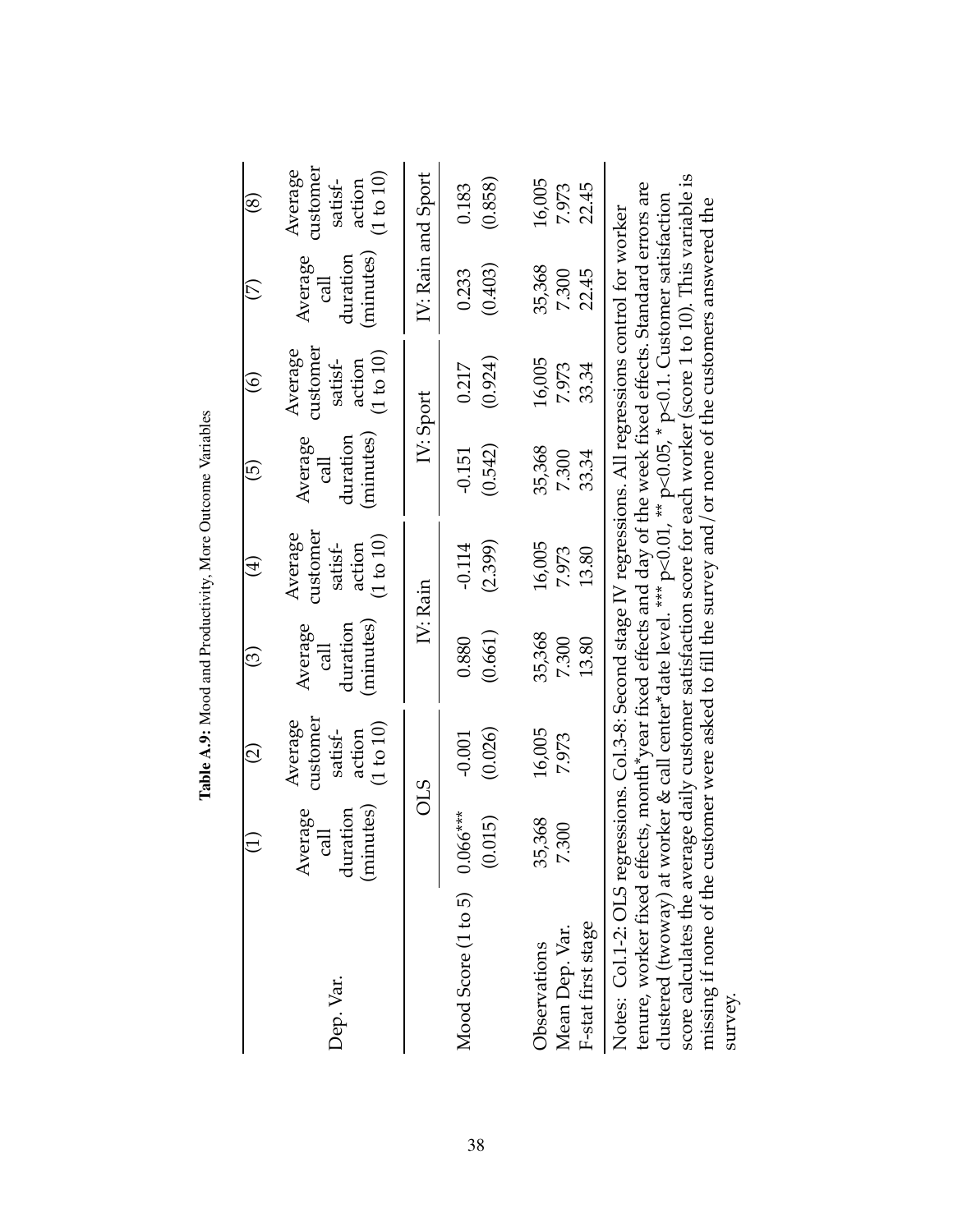**Table A.9:** Mood and Productivity, More Outcome Variables

| | (1) | (2) | (3) | (4) | (5) | (6) | (7) | (8) |
|---|---|---|---|---|---|---|---|---|
| Dep. Var. | Average call duration (minutes) | Average customer satisf-action (1 to 10) | Average call duration (minutes) | Average customer satisf-action (1 to 10) | Average call duration (minutes) | Average customer satisf-action (1 to 10) | Average call duration (minutes) | Average customer satisf-action (1 to 10) |
| | OLS | | IV: Rain | | IV: Sport | | IV: Rain and Sport | |
| Mood Score (1 to 5) | 0.066*** | -0.001 | 0.880 | -0.114 | -0.151 | 0.217 | 0.233 | 0.183 |
| | (0.015) | (0.026) | (0.661) | (2.399) | (0.542) | (0.924) | (0.403) | (0.858) |
| Observations | 35,368 | 16,005 | 35,368 | 16,005 | 35,368 | 16,005 | 35,368 | 16,005 |
| Mean Dep. Var. | 7.300 | 7.973 | 7.300 | 7.973 | 7.300 | 7.973 | 7.300 | 7.973 |
| F-stat first stage | | | 13.80 | 13.80 | 33.34 | 33.34 | 22.45 | 22.45 |

Notes: Col.1-2: OLS regressions. Col.3-8: Second stage IV regressions. All regressions control for worker tenure, worker fixed effects, month*year fixed effects and day of the week fixed effects. Standard errors are clustered (twoway) at worker & call center*date level. *** p<0.01, ** p<0.05, * p<0.1. Customer satisfaction score calculates the average daily customer satisfaction score for each worker (score 1 to 10). This variable is missing if none of the customer were asked to fill the survey and/or none of the customers answered the survey.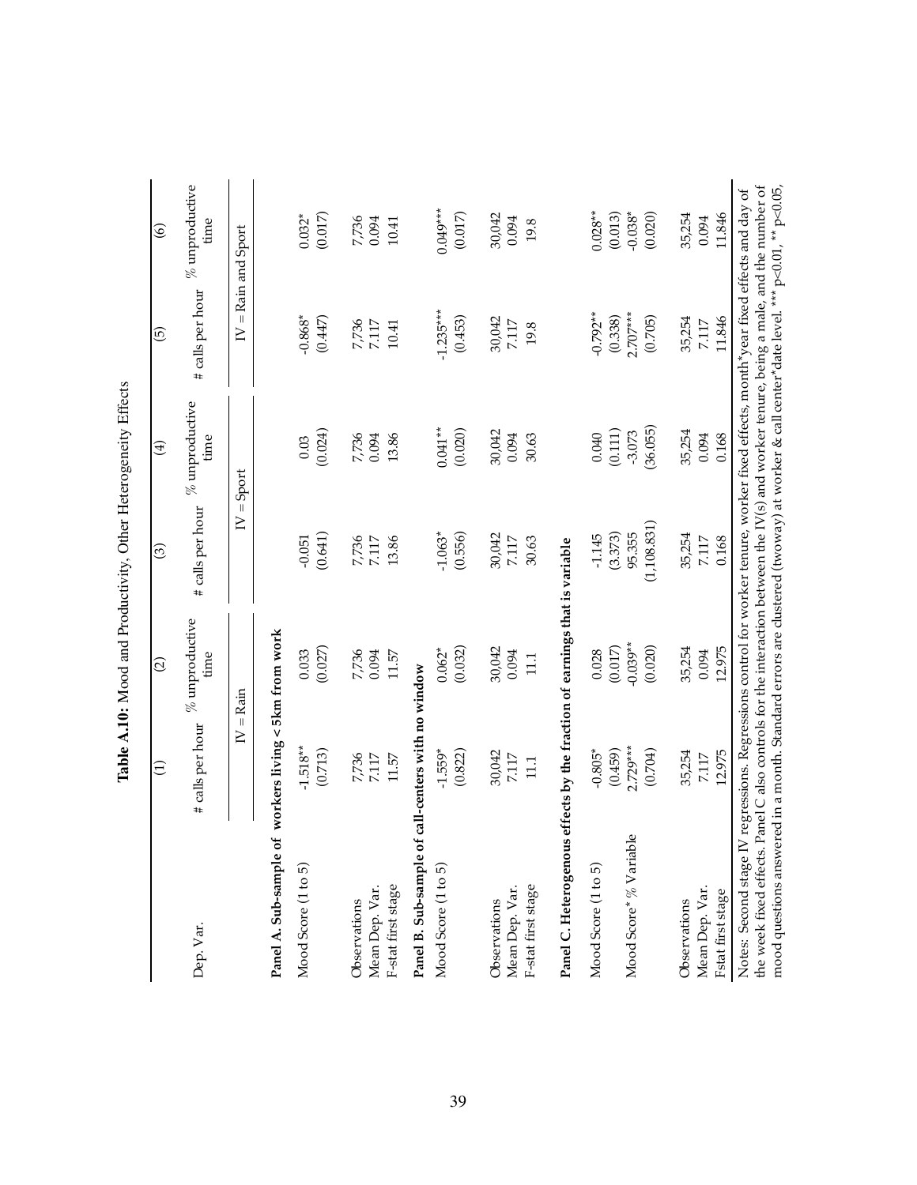**Table A.10:** Mood and Productivity, Other Heterogeneity Effects

| | (1) | (2) | (3) | (4) | (5) | (6) |
|---|---|---|---|---|---|---|
| Dep. Var. | # calls per hour | % unproductive time | # calls per hour | % unproductive time | # calls per hour | % unproductive time |
| | IV = Rain | | IV = Sport | | IV = Rain and Sport | |
| **Panel A. Sub-sample of workers living < 5km from work** | | | | | | |
| Mood Score (1 to 5) | -1.518** | 0.033 | -0.051 | 0.03 | -0.868* | 0.032* |
| | (0.713) | (0.027) | (0.641) | (0.024) | (0.447) | (0.017) |
| Observations | 7,736 | 7,736 | 7,736 | 7,736 | 7,736 | 7,736 |
| Mean Dep. Var. | 7.117 | 0.094 | 7.117 | 0.094 | 7.117 | 0.094 |
| F-stat first stage | 11.57 | 11.57 | 13.86 | 13.86 | 10.41 | 10.41 |
| **Panel B. Sub-sample of call-centers with no window** | | | | | | |
| Mood Score (1 to 5) | -1.559* | 0.062* | -1.063* | 0.041** | -1.235*** | 0.049*** |
| | (0.822) | (0.032) | (0.556) | (0.020) | (0.453) | (0.017) |
| Observations | 30,042 | 30,042 | 30,042 | 30,042 | 30,042 | 30,042 |
| Mean Dep. Var. | 7.117 | 0.094 | 7.117 | 0.094 | 7.117 | 0.094 |
| F-stat first stage | 11.1 | 11.1 | 30.63 | 30.63 | 19.8 | 19.8 |
| **Panel C. Heterogenous effects by the fraction of earnings that is variable** | | | | | | |
| Mood Score (1 to 5) | -0.805* | 0.028 | -1.145 | 0.040 | -0.792** | 0.028** |
| | (0.459) | (0.017) | (3.373) | (0.111) | (0.338) | (0.013) |
| Mood Score * % Variable | 2.729*** | -0.039** | 95.355 | -3.073 | 2.707*** | -0.038* |
| | (0.704) | (0.020) | (1,108.831) | (36.055) | (0.705) | (0.020) |
| Observations | 35,254 | 35,254 | 35,254 | 35,254 | 35,254 | 35,254 |
| Mean Dep. Var. | 7.117 | 0.094 | 7.117 | 0.094 | 7.117 | 0.094 |
| Fstat first stage | 12.975 | 12.975 | 0.168 | 0.168 | 11.846 | 11.846 |

Notes: Second stage IV regressions. Regressions control for worker tenure, worker fixed effects, month*year fixed effects and day of the week fixed effects. Panel C also controls for the interaction between the IV(s) and worker tenure, being a male, and the number of mood questions answered in a month. Standard errors are clustered (twoway) at worker & call center*date level. *** p<0.01, ** p<0.05,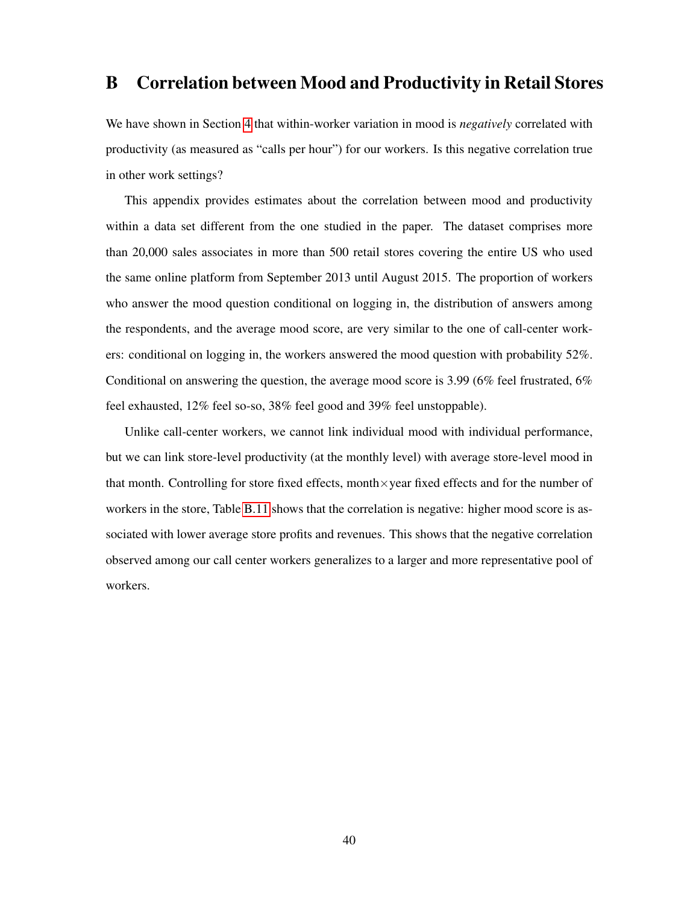# B Correlation between Mood and Productivity in Retail Stores

We have shown in Section 4 that within-worker variation in mood is *negatively* correlated with productivity (as measured as "calls per hour") for our workers. Is this negative correlation true in other work settings?

This appendix provides estimates about the correlation between mood and productivity within a data set different from the one studied in the paper. The dataset comprises more than 20,000 sales associates in more than 500 retail stores covering the entire US who used the same online platform from September 2013 until August 2015. The proportion of workers who answer the mood question conditional on logging in, the distribution of answers among the respondents, and the average mood score, are very similar to the one of call-center workers: conditional on logging in, the workers answered the mood question with probability 52%. Conditional on answering the question, the average mood score is 3.99 (6% feel frustrated, 6% feel exhausted, 12% feel so-so, 38% feel good and 39% feel unstoppable).

Unlike call-center workers, we cannot link individual mood with individual performance, but we can link store-level productivity (at the monthly level) with average store-level mood in that month. Controlling for store fixed effects, month×year fixed effects and for the number of workers in the store, Table B.11 shows that the correlation is negative: higher mood score is associated with lower average store profits and revenues. This shows that the negative correlation observed among our call center workers generalizes to a larger and more representative pool of workers.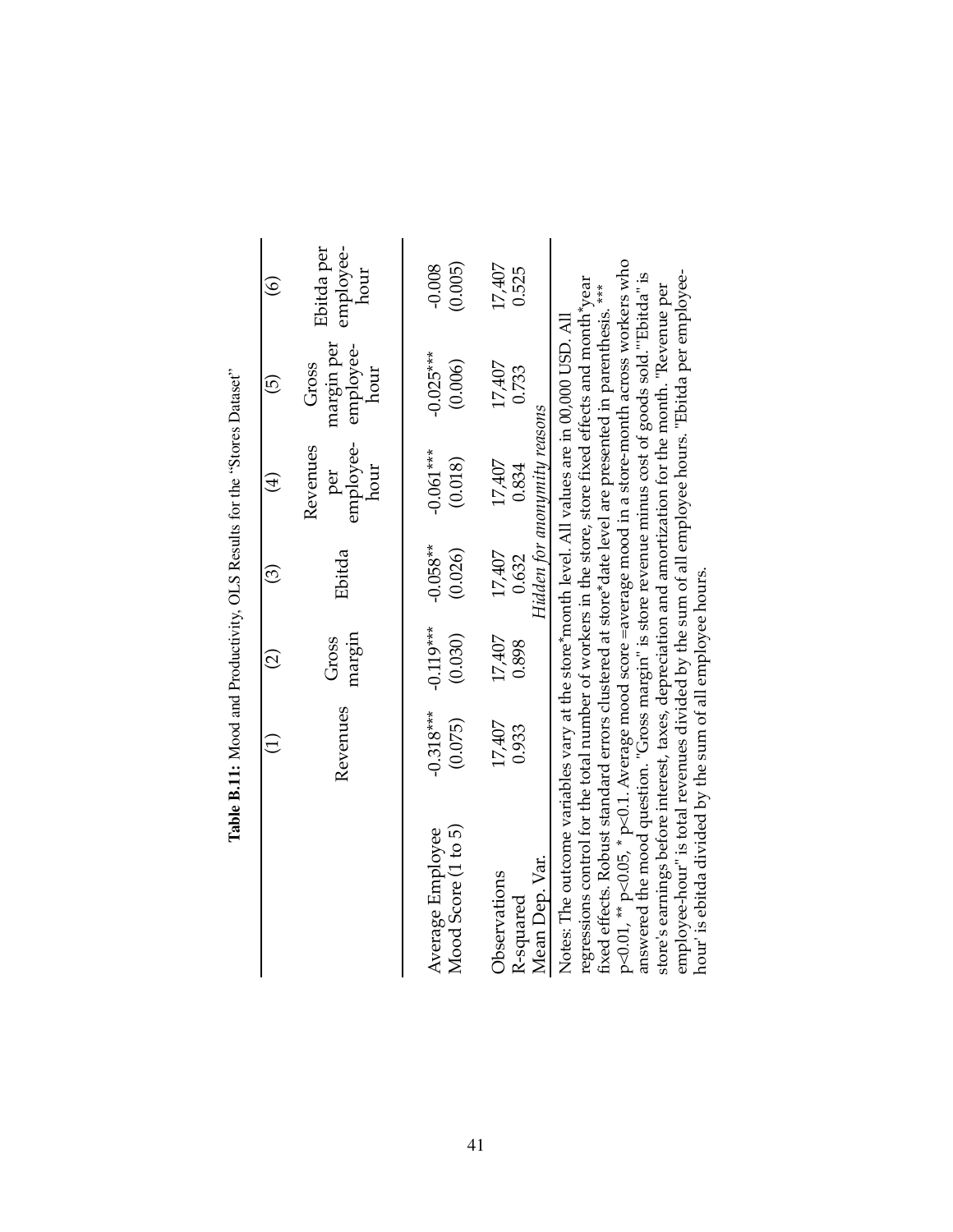**Table B.11:** Mood and Productivity, OLS Results for the "Stores Dataset"

| | (1) | (2) | (3) | (4) | (5) | (6) |
|---|---|---|---|---|---|---|
| | Revenues | Gross margin | Ebitda | Revenues per employee-hour | Gross margin per employee-hour | Ebitda per employee-hour |
| Average Employee Mood Score (1 to 5) | -0.318*** | -0.119*** | -0.058** | -0.061*** | -0.025*** | -0.008 |
| | (0.075) | (0.030) | (0.026) | (0.018) | (0.006) | (0.005) |
| Observations | 17,407 | 17,407 | 17,407 | 17,407 | 17,407 | 17,407 |
| R-squared | 0.933 | 0.898 | 0.632 | 0.834 | 0.733 | 0.525 |
| Mean Dep. Var. | *Hidden for anonymity reasons* | | | | | |

Notes: The outcome variables vary at the store*month level. All values are in 00,000 USD. All regressions control for the total number of workers in the store, store fixed effects and month*year fixed effects. Robust standard errors clustered at store*date level are presented in parenthesis. *** p<0.01, ** p<0.05, * p<0.1. Average mood score =average mood in a store-month across workers who answered the mood question. "Gross margin" is store revenue minus cost of goods sold."Ebitda" is store's earnings before interest, taxes, depreciation and amortization for the month. "Revenue per employee-hour" is total revenues divided by the sum of all employee hours. "Ebitda per employee-hour' is ebitda divided by the sum of all employee hours.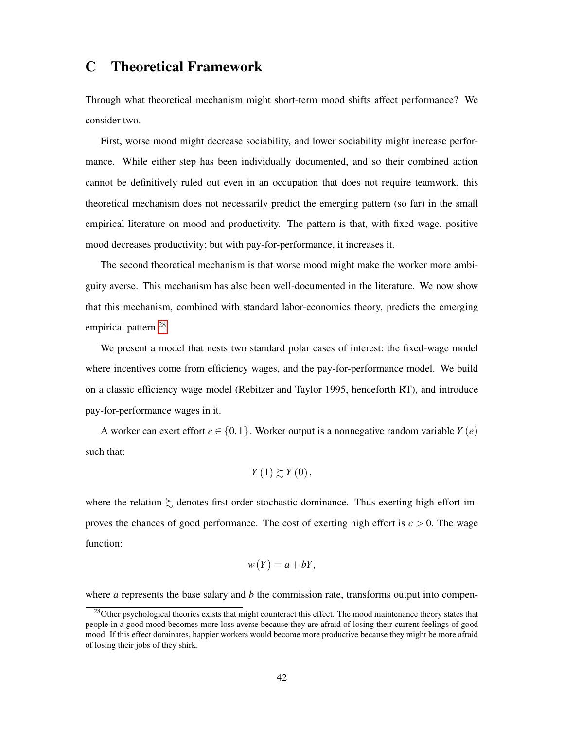# C Theoretical Framework

Through what theoretical mechanism might short-term mood shifts affect performance? We consider two.

First, worse mood might decrease sociability, and lower sociability might increase performance. While either step has been individually documented, and so their combined action cannot be definitively ruled out even in an occupation that does not require teamwork, this theoretical mechanism does not necessarily predict the emerging pattern (so far) in the small empirical literature on mood and productivity. The pattern is that, with fixed wage, positive mood decreases productivity; but with pay-for-performance, it increases it.

The second theoretical mechanism is that worse mood might make the worker more ambiguity averse. This mechanism has also been well-documented in the literature. We now show that this mechanism, combined with standard labor-economics theory, predicts the emerging empirical pattern.[28]

We present a model that nests two standard polar cases of interest: the fixed-wage model where incentives come from efficiency wages, and the pay-for-performance model. We build on a classic efficiency wage model (Rebitzer and Taylor 1995, henceforth RT), and introduce pay-for-performance wages in it.

A worker can exert effort $e \in \{0, 1\}$. Worker output is a nonnegative random variable $Y(e)$ such that:

$$Y(1) \succsim Y(0),$$

where the relation $\succsim$ denotes first-order stochastic dominance. Thus exerting high effort improves the chances of good performance. The cost of exerting high effort is $c > 0$. The wage function:

$$w(Y) = a + bY,$$

where $a$ represents the base salary and $b$ the commission rate, transforms output into compen-

[28] Other psychological theories exists that might counteract this effect. The mood maintenance theory states that people in a good mood becomes more loss averse because they are afraid of losing their current feelings of good mood. If this effect dominates, happier workers would become more productive because they might be more afraid of losing their jobs of they shirk.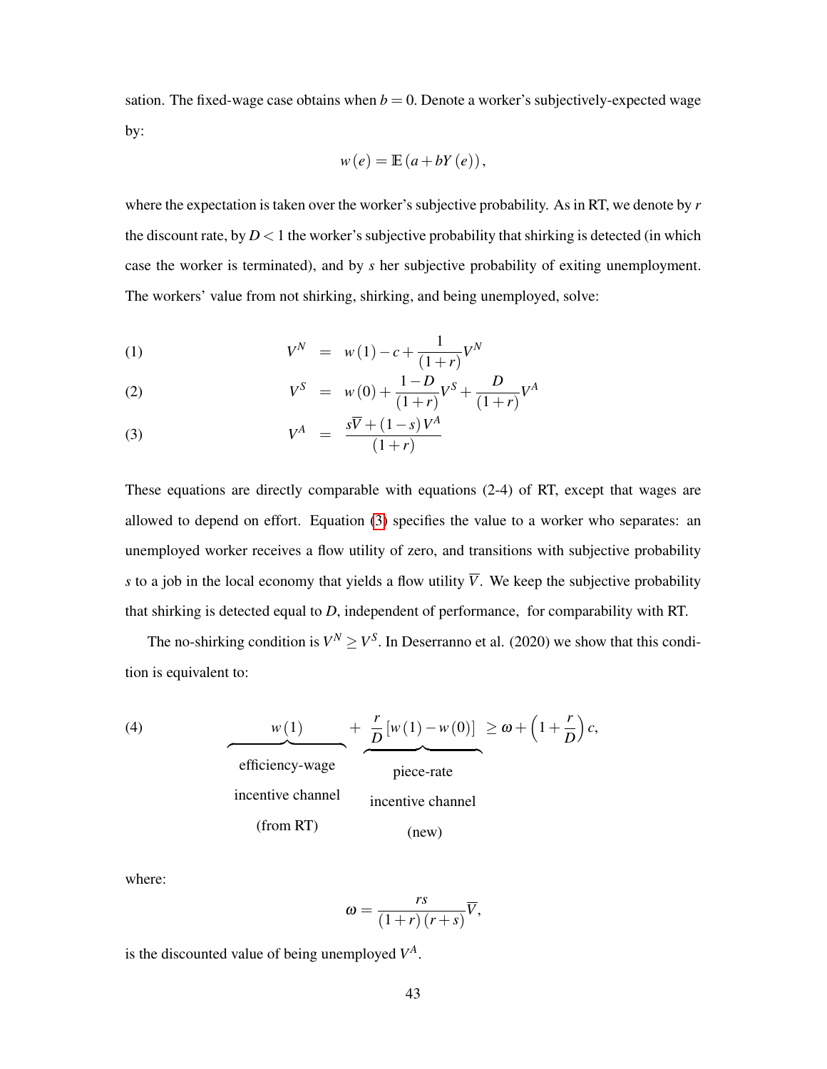sation. The fixed-wage case obtains when $b = 0$. Denote a worker's subjectively-expected wage by:

$$w(e) = \mathbb{E}(a + bY(e)),$$

where the expectation is taken over the worker's subjective probability. As in RT, we denote by $r$ the discount rate, by $D < 1$ the worker's subjective probability that shirking is detected (in which case the worker is terminated), and by $s$ her subjective probability of exiting unemployment. The workers' value from not shirking, shirking, and being unemployed, solve:

$$V^N = w(1) - c + \frac{1}{(1+r)} V^N \tag{1}$$

$$V^S = w(0) + \frac{1-D}{(1+r)} V^S + \frac{D}{(1+r)} V^A \tag{2}$$

$$V^A = \frac{s\overline{V} + (1-s) V^A}{(1+r)} \tag{3}$$

These equations are directly comparable with equations (2-4) of RT, except that wages are allowed to depend on effort. Equation (3) specifies the value to a worker who separates: an unemployed worker receives a flow utility of zero, and transitions with subjective probability $s$ to a job in the local economy that yields a flow utility $\overline{V}$. We keep the subjective probability that shirking is detected equal to $D$, independent of performance, for comparability with RT.

The no-shirking condition is $V^N \geq V^S$. In Deserranno et al. (2020) we show that this condition is equivalent to:

$$\underbrace{w(1)}_{\substack{\text{efficiency-wage} \\ \text{incentive channel} \\ \text{(from RT)}}} + \underbrace{\frac{r}{D}\left[w(1) - w(0)\right]}_{\substack{\text{piece-rate} \\ \text{incentive channel} \\ \text{(new)}}} \geq \omega + \left(1 + \frac{r}{D}\right) c, \tag{4}$$

where:

$$\omega = \frac{rs}{(1+r)(r+s)} \overline{V},$$

is the discounted value of being unemployed $V^A$.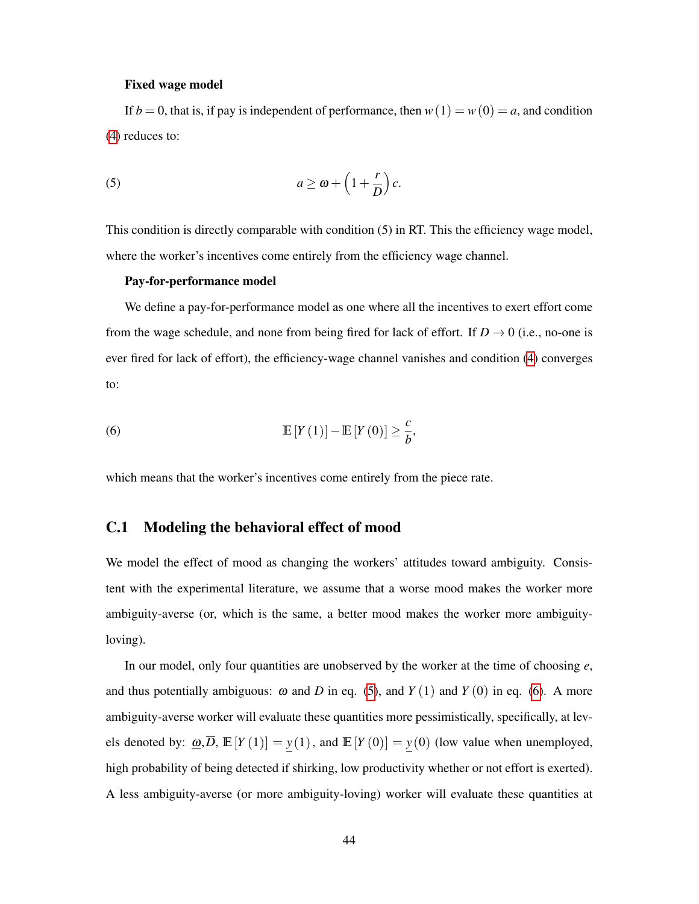**Fixed wage model**

If $b = 0$, that is, if pay is independent of performance, then $w(1) = w(0) = a$, and condition (4) reduces to:

$$a \geq \omega + \left(1 + \frac{r}{D}\right) c. \tag{5}$$

This condition is directly comparable with condition (5) in RT. This the efficiency wage model, where the worker's incentives come entirely from the efficiency wage channel.

**Pay-for-performance model**

We define a pay-for-performance model as one where all the incentives to exert effort come from the wage schedule, and none from being fired for lack of effort. If $D \to 0$ (i.e., no-one is ever fired for lack of effort), the efficiency-wage channel vanishes and condition (4) converges to:

$$\mathbb{E}[Y(1)] - \mathbb{E}[Y(0)] \geq \frac{c}{b}, \tag{6}$$

which means that the worker's incentives come entirely from the piece rate.

## C.1 Modeling the behavioral effect of mood

We model the effect of mood as changing the workers' attitudes toward ambiguity. Consistent with the experimental literature, we assume that a worse mood makes the worker more ambiguity-averse (or, which is the same, a better mood makes the worker more ambiguity-loving).

In our model, only four quantities are unobserved by the worker at the time of choosing $e$, and thus potentially ambiguous: $\omega$ and $D$ in eq. (5), and $Y(1)$ and $Y(0)$ in eq. (6). A more ambiguity-averse worker will evaluate these quantities more pessimistically, specifically, at levels denoted by: $\underline{\omega}, \overline{D}$, $\mathbb{E}[Y(1)] = \underline{y}(1)$, and $\mathbb{E}[Y(0)] = \underline{y}(0)$ (low value when unemployed, high probability of being detected if shirking, low productivity whether or not effort is exerted). A less ambiguity-averse (or more ambiguity-loving) worker will evaluate these quantities at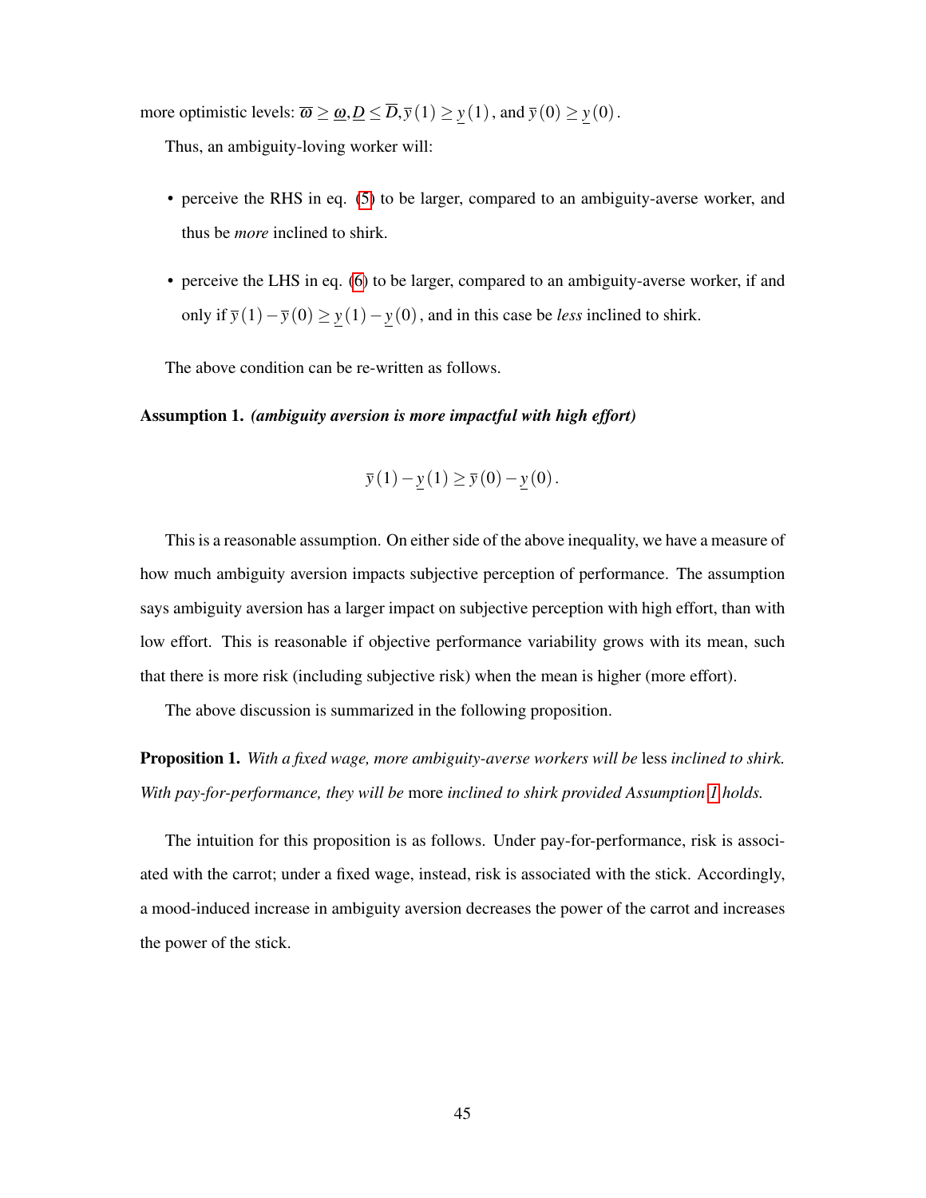more optimistic levels: $\overline{\omega} \geq \underline{\omega}, \underline{D} \leq \overline{D}, \overline{y}(1) \geq \underline{y}(1)$, and $\overline{y}(0) \geq \underline{y}(0)$.

Thus, an ambiguity-loving worker will:

- perceive the RHS in eq. (5) to be larger, compared to an ambiguity-averse worker, and thus be *more* inclined to shirk.
- perceive the LHS in eq. (6) to be larger, compared to an ambiguity-averse worker, if and only if $\overline{y}(1) - \overline{y}(0) \geq \underline{y}(1) - \underline{y}(0)$, and in this case be *less* inclined to shirk.

The above condition can be re-written as follows.

**Assumption 1.** ***(ambiguity aversion is more impactful with high effort)***

$$\overline{y}(1) - \underline{y}(1) \geq \overline{y}(0) - \underline{y}(0).$$

This is a reasonable assumption. On either side of the above inequality, we have a measure of how much ambiguity aversion impacts subjective perception of performance. The assumption says ambiguity aversion has a larger impact on subjective perception with high effort, than with low effort. This is reasonable if objective performance variability grows with its mean, such that there is more risk (including subjective risk) when the mean is higher (more effort).

The above discussion is summarized in the following proposition.

**Proposition 1.** *With a fixed wage, more ambiguity-averse workers will be* less *inclined to shirk. With pay-for-performance, they will be* more *inclined to shirk provided Assumption 1 holds.*

The intuition for this proposition is as follows. Under pay-for-performance, risk is associated with the carrot; under a fixed wage, instead, risk is associated with the stick. Accordingly, a mood-induced increase in ambiguity aversion decreases the power of the carrot and increases the power of the stick.